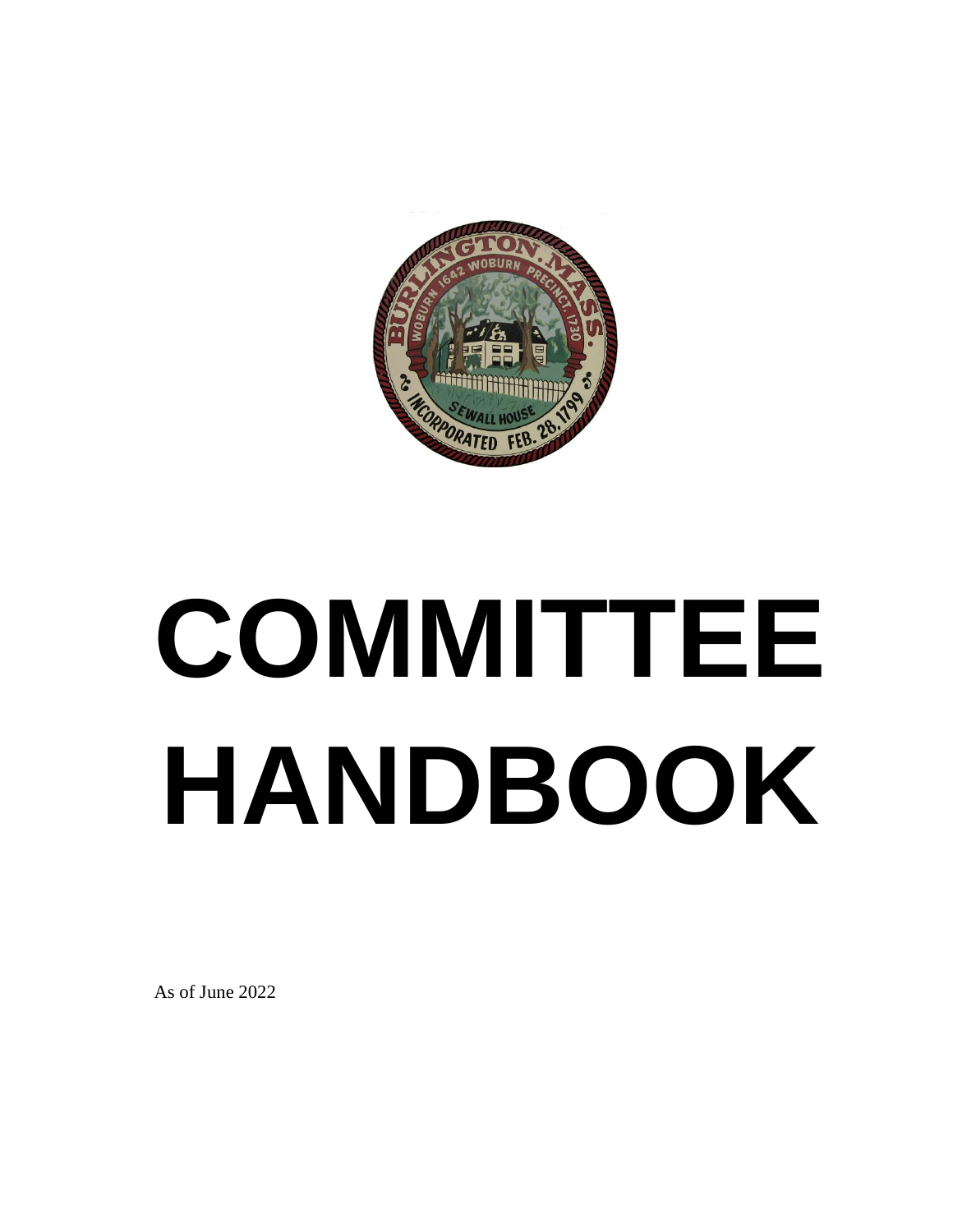# COMMITTEE HANDBOOK

As of June 2022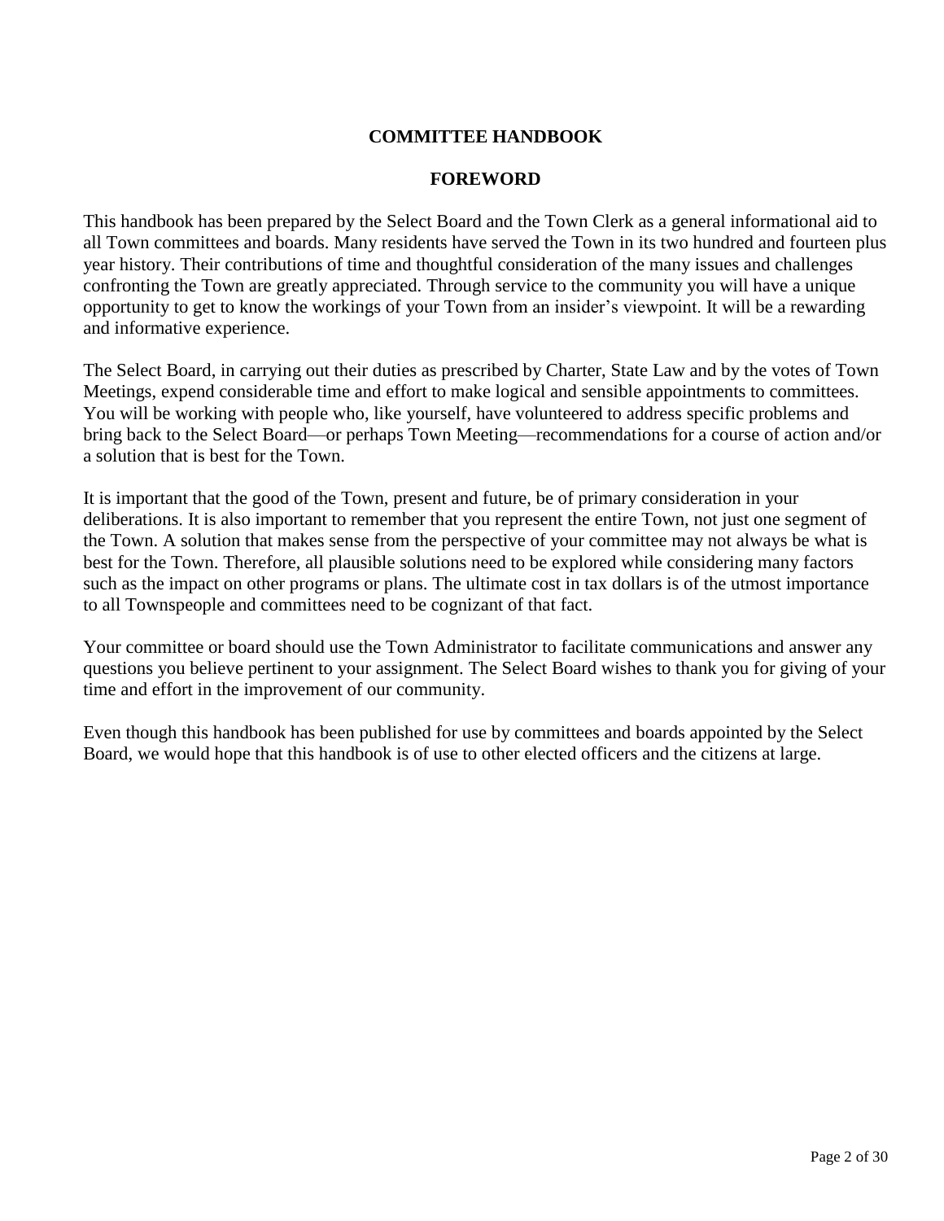# COMMITTEE HANDBOOK

## FOREWORD

This handbook has been prepared by the Select Board and the Town Clerk as a general informational aid to all Town committees and boards. Many residents have served the Town in its two hundred and fourteen plus year history. Their contributions of time and thoughtful consideration of the many issues and challenges confronting the Town are greatly appreciated. Through service to the community you will have a unique opportunity to get to know the workings of your Town from an insider's viewpoint. It will be a rewarding and informative experience.

The Select Board, in carrying out their duties as prescribed by Charter, State Law and by the votes of Town Meetings, expend considerable time and effort to make logical and sensible appointments to committees. You will be working with people who, like yourself, have volunteered to address specific problems and bring back to the Select Board—or perhaps Town Meeting—recommendations for a course of action and/or a solution that is best for the Town.

It is important that the good of the Town, present and future, be of primary consideration in your deliberations. It is also important to remember that you represent the entire Town, not just one segment of the Town. A solution that makes sense from the perspective of your committee may not always be what is best for the Town. Therefore, all plausible solutions need to be explored while considering many factors such as the impact on other programs or plans. The ultimate cost in tax dollars is of the utmost importance to all Townspeople and committees need to be cognizant of that fact.

Your committee or board should use the Town Administrator to facilitate communications and answer any questions you believe pertinent to your assignment. The Select Board wishes to thank you for giving of your time and effort in the improvement of our community.

Even though this handbook has been published for use by committees and boards appointed by the Select Board, we would hope that this handbook is of use to other elected officers and the citizens at large.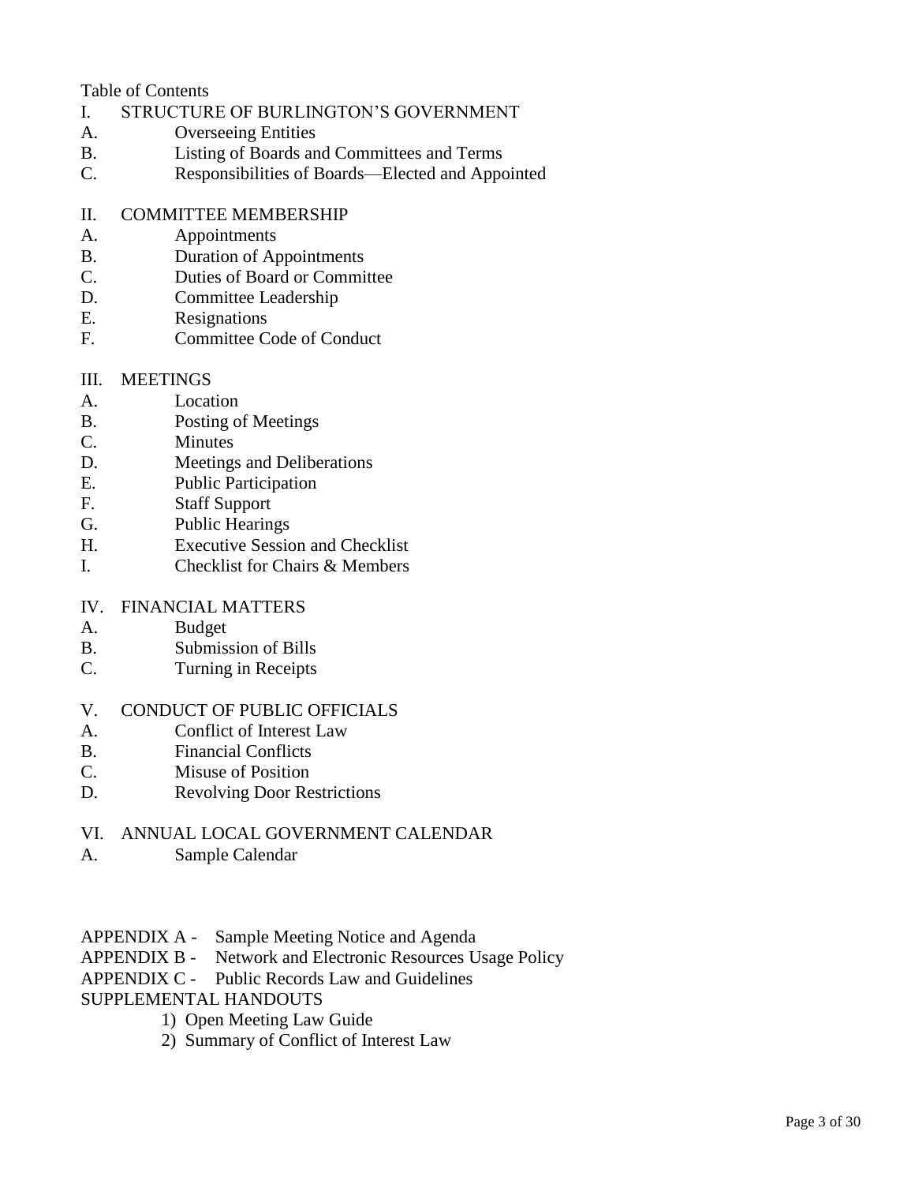Table of Contents

I. STRUCTURE OF BURLINGTON'S GOVERNMENT
- A. Overseeing Entities
- B. Listing of Boards and Committees and Terms
- C. Responsibilities of Boards—Elected and Appointed

II. COMMITTEE MEMBERSHIP
- A. Appointments
- B. Duration of Appointments
- C. Duties of Board or Committee
- D. Committee Leadership
- E. Resignations
- F. Committee Code of Conduct

III. MEETINGS
- A. Location
- B. Posting of Meetings
- C. Minutes
- D. Meetings and Deliberations
- E. Public Participation
- F. Staff Support
- G. Public Hearings
- H. Executive Session and Checklist
- I. Checklist for Chairs & Members

IV. FINANCIAL MATTERS
- A. Budget
- B. Submission of Bills
- C. Turning in Receipts

V. CONDUCT OF PUBLIC OFFICIALS
- A. Conflict of Interest Law
- B. Financial Conflicts
- C. Misuse of Position
- D. Revolving Door Restrictions

VI. ANNUAL LOCAL GOVERNMENT CALENDAR
- A. Sample Calendar

APPENDIX A - Sample Meeting Notice and Agenda
APPENDIX B - Network and Electronic Resources Usage Policy
APPENDIX C - Public Records Law and Guidelines
SUPPLEMENTAL HANDOUTS
1) Open Meeting Law Guide
2) Summary of Conflict of Interest Law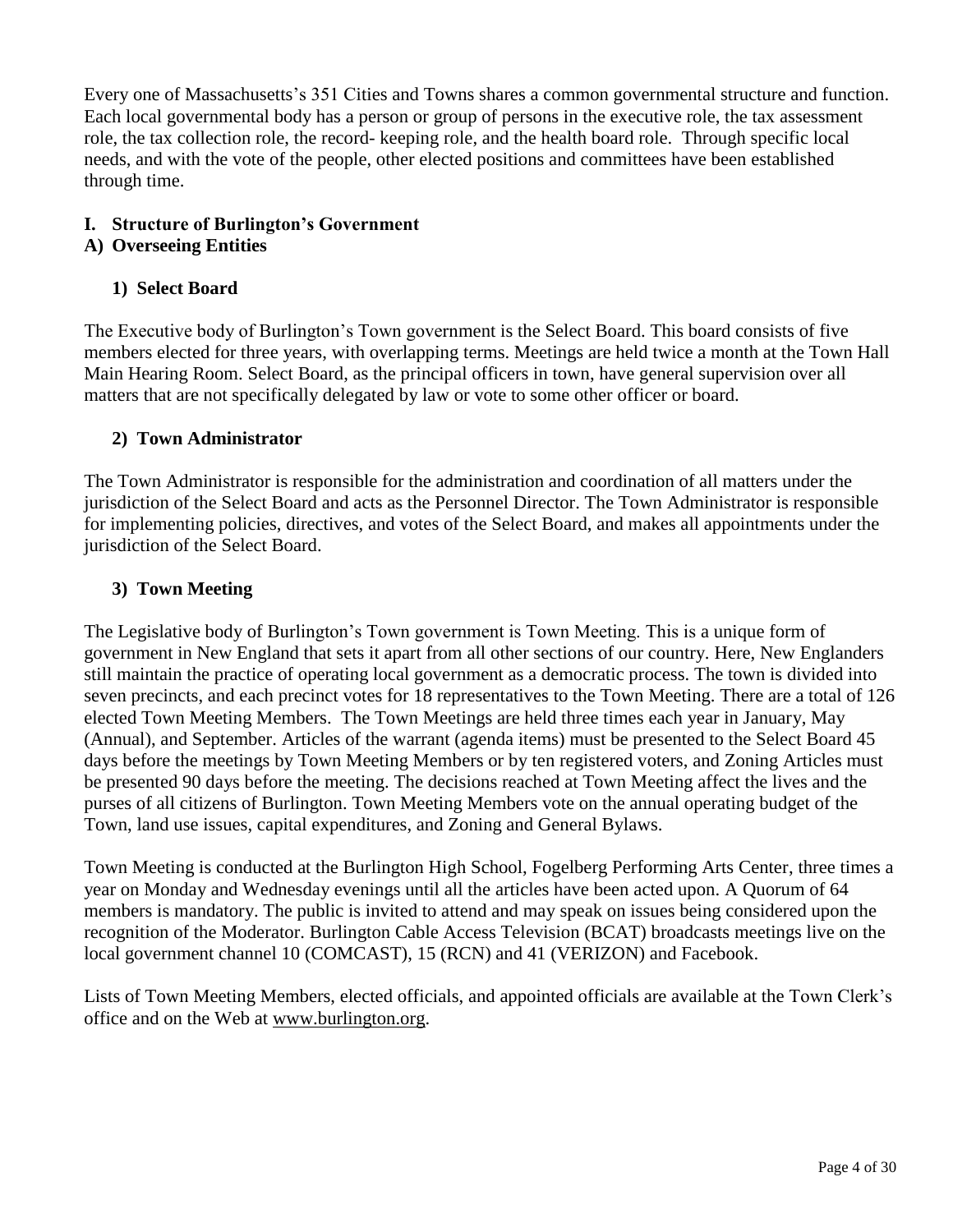Every one of Massachusetts's 351 Cities and Towns shares a common governmental structure and function. Each local governmental body has a person or group of persons in the executive role, the tax assessment role, the tax collection role, the record- keeping role, and the health board role. Through specific local needs, and with the vote of the people, other elected positions and committees have been established through time.

## I. Structure of Burlington's Government

### A) Overseeing Entities

#### 1) Select Board

The Executive body of Burlington's Town government is the Select Board. This board consists of five members elected for three years, with overlapping terms. Meetings are held twice a month at the Town Hall Main Hearing Room. Select Board, as the principal officers in town, have general supervision over all matters that are not specifically delegated by law or vote to some other officer or board.

#### 2) Town Administrator

The Town Administrator is responsible for the administration and coordination of all matters under the jurisdiction of the Select Board and acts as the Personnel Director. The Town Administrator is responsible for implementing policies, directives, and votes of the Select Board, and makes all appointments under the jurisdiction of the Select Board.

#### 3) Town Meeting

The Legislative body of Burlington's Town government is Town Meeting. This is a unique form of government in New England that sets it apart from all other sections of our country. Here, New Englanders still maintain the practice of operating local government as a democratic process. The town is divided into seven precincts, and each precinct votes for 18 representatives to the Town Meeting. There are a total of 126 elected Town Meeting Members. The Town Meetings are held three times each year in January, May (Annual), and September. Articles of the warrant (agenda items) must be presented to the Select Board 45 days before the meetings by Town Meeting Members or by ten registered voters, and Zoning Articles must be presented 90 days before the meeting. The decisions reached at Town Meeting affect the lives and the purses of all citizens of Burlington. Town Meeting Members vote on the annual operating budget of the Town, land use issues, capital expenditures, and Zoning and General Bylaws.

Town Meeting is conducted at the Burlington High School, Fogelberg Performing Arts Center, three times a year on Monday and Wednesday evenings until all the articles have been acted upon. A Quorum of 64 members is mandatory. The public is invited to attend and may speak on issues being considered upon the recognition of the Moderator. Burlington Cable Access Television (BCAT) broadcasts meetings live on the local government channel 10 (COMCAST), 15 (RCN) and 41 (VERIZON) and Facebook.

Lists of Town Meeting Members, elected officials, and appointed officials are available at the Town Clerk's office and on the Web at www.burlington.org.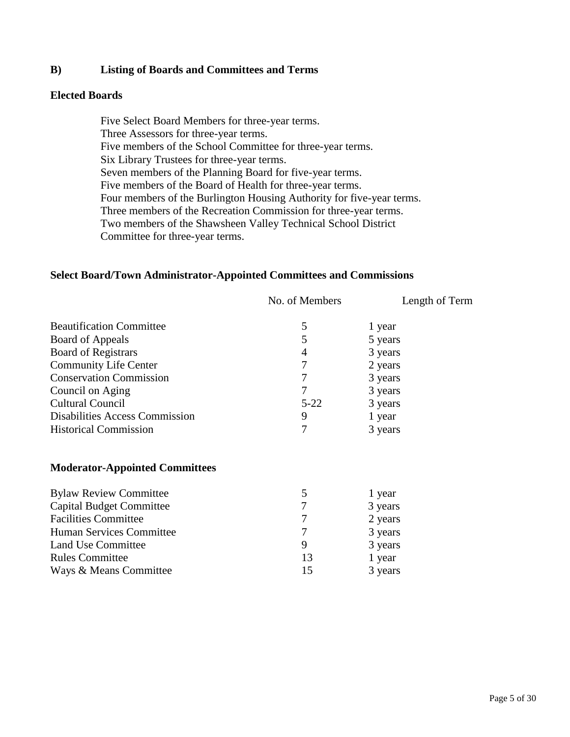## B) Listing of Boards and Committees and Terms

### Elected Boards

Five Select Board Members for three-year terms.
Three Assessors for three-year terms.
Five members of the School Committee for three-year terms.
Six Library Trustees for three-year terms.
Seven members of the Planning Board for five-year terms.
Five members of the Board of Health for three-year terms.
Four members of the Burlington Housing Authority for five-year terms.
Three members of the Recreation Commission for three-year terms.
Two members of the Shawsheen Valley Technical School District Committee for three-year terms.

### Select Board/Town Administrator-Appointed Committees and Commissions

| | No. of Members | Length of Term |
|---|---|---|
| Beautification Committee | 5 | 1 year |
| Board of Appeals | 5 | 5 years |
| Board of Registrars | 4 | 3 years |
| Community Life Center | 7 | 2 years |
| Conservation Commission | 7 | 3 years |
| Council on Aging | 7 | 3 years |
| Cultural Council | 5-22 | 3 years |
| Disabilities Access Commission | 9 | 1 year |
| Historical Commission | 7 | 3 years |

### Moderator-Appointed Committees

| | No. of Members | Length of Term |
|---|---|---|
| Bylaw Review Committee | 5 | 1 year |
| Capital Budget Committee | 7 | 3 years |
| Facilities Committee | 7 | 2 years |
| Human Services Committee | 7 | 3 years |
| Land Use Committee | 9 | 3 years |
| Rules Committee | 13 | 1 year |
| Ways & Means Committee | 15 | 3 years |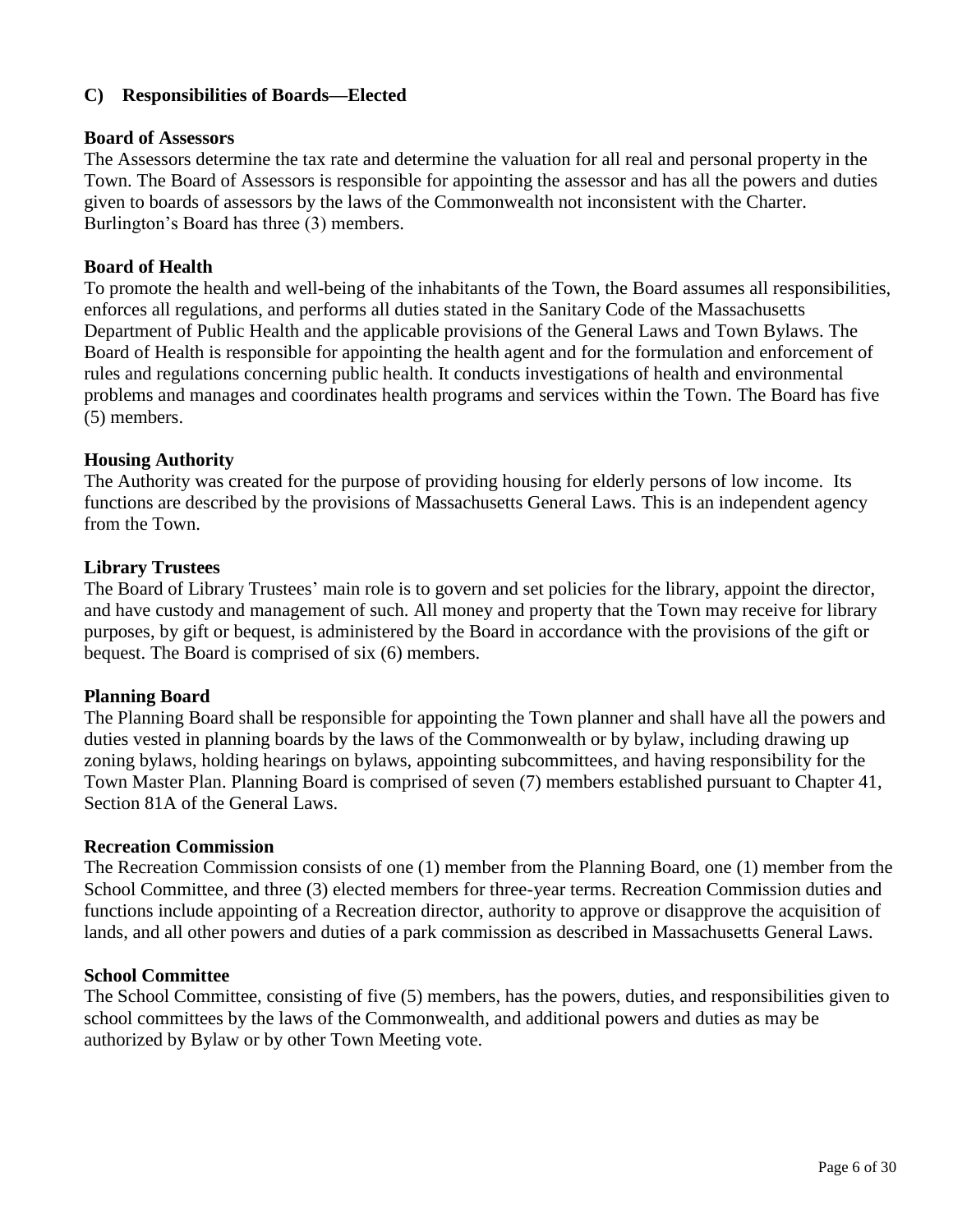## C) Responsibilities of Boards—Elected

### Board of Assessors

The Assessors determine the tax rate and determine the valuation for all real and personal property in the Town. The Board of Assessors is responsible for appointing the assessor and has all the powers and duties given to boards of assessors by the laws of the Commonwealth not inconsistent with the Charter. Burlington's Board has three (3) members.

### Board of Health

To promote the health and well-being of the inhabitants of the Town, the Board assumes all responsibilities, enforces all regulations, and performs all duties stated in the Sanitary Code of the Massachusetts Department of Public Health and the applicable provisions of the General Laws and Town Bylaws. The Board of Health is responsible for appointing the health agent and for the formulation and enforcement of rules and regulations concerning public health. It conducts investigations of health and environmental problems and manages and coordinates health programs and services within the Town. The Board has five (5) members.

### Housing Authority

The Authority was created for the purpose of providing housing for elderly persons of low income. Its functions are described by the provisions of Massachusetts General Laws. This is an independent agency from the Town.

### Library Trustees

The Board of Library Trustees' main role is to govern and set policies for the library, appoint the director, and have custody and management of such. All money and property that the Town may receive for library purposes, by gift or bequest, is administered by the Board in accordance with the provisions of the gift or bequest. The Board is comprised of six (6) members.

### Planning Board

The Planning Board shall be responsible for appointing the Town planner and shall have all the powers and duties vested in planning boards by the laws of the Commonwealth or by bylaw, including drawing up zoning bylaws, holding hearings on bylaws, appointing subcommittees, and having responsibility for the Town Master Plan. Planning Board is comprised of seven (7) members established pursuant to Chapter 41, Section 81A of the General Laws.

### Recreation Commission

The Recreation Commission consists of one (1) member from the Planning Board, one (1) member from the School Committee, and three (3) elected members for three-year terms. Recreation Commission duties and functions include appointing of a Recreation director, authority to approve or disapprove the acquisition of lands, and all other powers and duties of a park commission as described in Massachusetts General Laws.

### School Committee

The School Committee, consisting of five (5) members, has the powers, duties, and responsibilities given to school committees by the laws of the Commonwealth, and additional powers and duties as may be authorized by Bylaw or by other Town Meeting vote.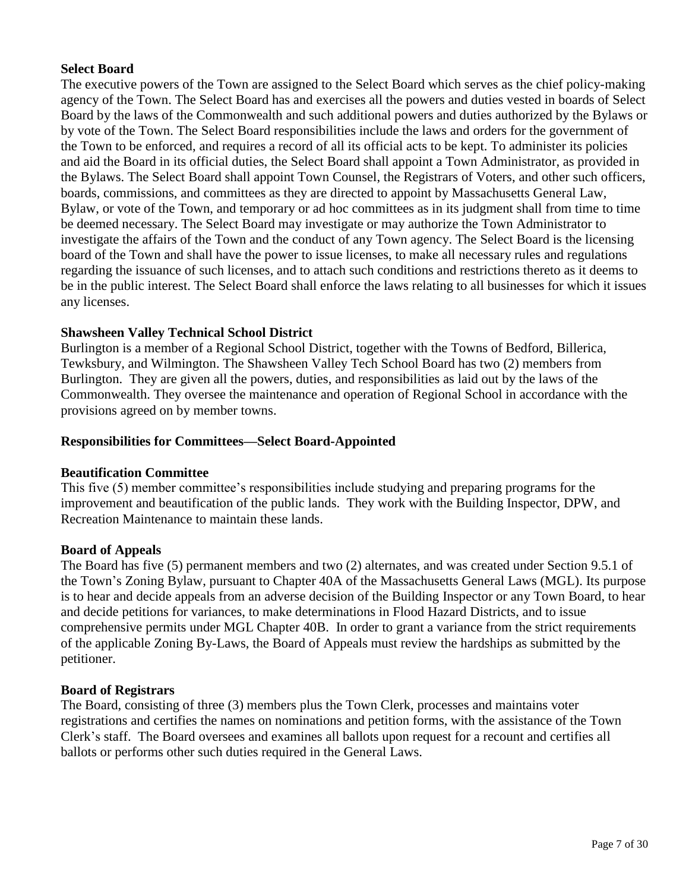**Select Board**

The executive powers of the Town are assigned to the Select Board which serves as the chief policy-making agency of the Town. The Select Board has and exercises all the powers and duties vested in boards of Select Board by the laws of the Commonwealth and such additional powers and duties authorized by the Bylaws or by vote of the Town. The Select Board responsibilities include the laws and orders for the government of the Town to be enforced, and requires a record of all its official acts to be kept. To administer its policies and aid the Board in its official duties, the Select Board shall appoint a Town Administrator, as provided in the Bylaws. The Select Board shall appoint Town Counsel, the Registrars of Voters, and other such officers, boards, commissions, and committees as they are directed to appoint by Massachusetts General Law, Bylaw, or vote of the Town, and temporary or ad hoc committees as in its judgment shall from time to time be deemed necessary. The Select Board may investigate or may authorize the Town Administrator to investigate the affairs of the Town and the conduct of any Town agency. The Select Board is the licensing board of the Town and shall have the power to issue licenses, to make all necessary rules and regulations regarding the issuance of such licenses, and to attach such conditions and restrictions thereto as it deems to be in the public interest. The Select Board shall enforce the laws relating to all businesses for which it issues any licenses.

**Shawsheen Valley Technical School District**

Burlington is a member of a Regional School District, together with the Towns of Bedford, Billerica, Tewksbury, and Wilmington. The Shawsheen Valley Tech School Board has two (2) members from Burlington. They are given all the powers, duties, and responsibilities as laid out by the laws of the Commonwealth. They oversee the maintenance and operation of Regional School in accordance with the provisions agreed on by member towns.

**Responsibilities for Committees—Select Board-Appointed**

**Beautification Committee**

This five (5) member committee's responsibilities include studying and preparing programs for the improvement and beautification of the public lands. They work with the Building Inspector, DPW, and Recreation Maintenance to maintain these lands.

**Board of Appeals**

The Board has five (5) permanent members and two (2) alternates, and was created under Section 9.5.1 of the Town's Zoning Bylaw, pursuant to Chapter 40A of the Massachusetts General Laws (MGL). Its purpose is to hear and decide appeals from an adverse decision of the Building Inspector or any Town Board, to hear and decide petitions for variances, to make determinations in Flood Hazard Districts, and to issue comprehensive permits under MGL Chapter 40B. In order to grant a variance from the strict requirements of the applicable Zoning By-Laws, the Board of Appeals must review the hardships as submitted by the petitioner.

**Board of Registrars**

The Board, consisting of three (3) members plus the Town Clerk, processes and maintains voter registrations and certifies the names on nominations and petition forms, with the assistance of the Town Clerk's staff. The Board oversees and examines all ballots upon request for a recount and certifies all ballots or performs other such duties required in the General Laws.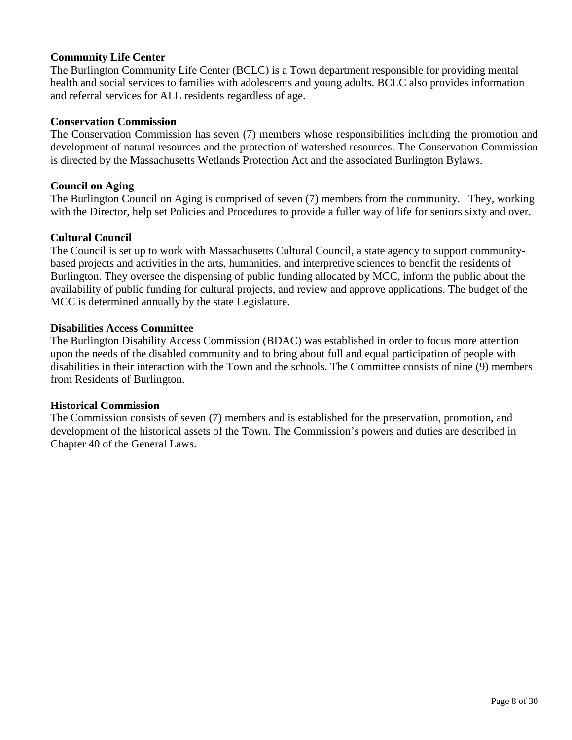**Community Life Center**

The Burlington Community Life Center (BCLC) is a Town department responsible for providing mental health and social services to families with adolescents and young adults. BCLC also provides information and referral services for ALL residents regardless of age.

**Conservation Commission**

The Conservation Commission has seven (7) members whose responsibilities including the promotion and development of natural resources and the protection of watershed resources. The Conservation Commission is directed by the Massachusetts Wetlands Protection Act and the associated Burlington Bylaws.

**Council on Aging**

The Burlington Council on Aging is comprised of seven (7) members from the community. They, working with the Director, help set Policies and Procedures to provide a fuller way of life for seniors sixty and over.

**Cultural Council**

The Council is set up to work with Massachusetts Cultural Council, a state agency to support community-based projects and activities in the arts, humanities, and interpretive sciences to benefit the residents of Burlington. They oversee the dispensing of public funding allocated by MCC, inform the public about the availability of public funding for cultural projects, and review and approve applications. The budget of the MCC is determined annually by the state Legislature.

**Disabilities Access Committee**

The Burlington Disability Access Commission (BDAC) was established in order to focus more attention upon the needs of the disabled community and to bring about full and equal participation of people with disabilities in their interaction with the Town and the schools. The Committee consists of nine (9) members from Residents of Burlington.

**Historical Commission**

The Commission consists of seven (7) members and is established for the preservation, promotion, and development of the historical assets of the Town. The Commission's powers and duties are described in Chapter 40 of the General Laws.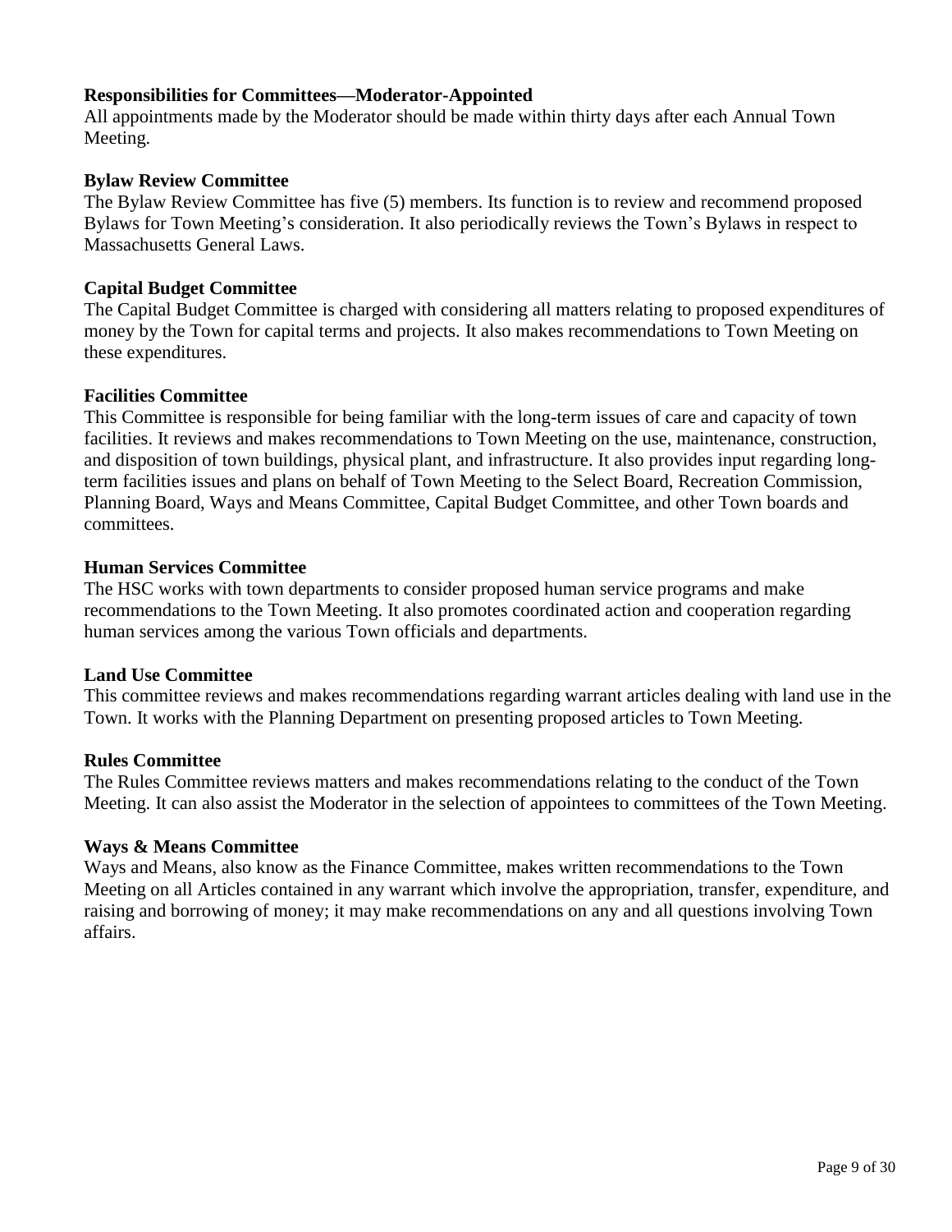**Responsibilities for Committees—Moderator-Appointed**

All appointments made by the Moderator should be made within thirty days after each Annual Town Meeting.

**Bylaw Review Committee**

The Bylaw Review Committee has five (5) members. Its function is to review and recommend proposed Bylaws for Town Meeting's consideration. It also periodically reviews the Town's Bylaws in respect to Massachusetts General Laws.

**Capital Budget Committee**

The Capital Budget Committee is charged with considering all matters relating to proposed expenditures of money by the Town for capital terms and projects. It also makes recommendations to Town Meeting on these expenditures.

**Facilities Committee**

This Committee is responsible for being familiar with the long-term issues of care and capacity of town facilities. It reviews and makes recommendations to Town Meeting on the use, maintenance, construction, and disposition of town buildings, physical plant, and infrastructure. It also provides input regarding long-term facilities issues and plans on behalf of Town Meeting to the Select Board, Recreation Commission, Planning Board, Ways and Means Committee, Capital Budget Committee, and other Town boards and committees.

**Human Services Committee**

The HSC works with town departments to consider proposed human service programs and make recommendations to the Town Meeting. It also promotes coordinated action and cooperation regarding human services among the various Town officials and departments.

**Land Use Committee**

This committee reviews and makes recommendations regarding warrant articles dealing with land use in the Town. It works with the Planning Department on presenting proposed articles to Town Meeting.

**Rules Committee**

The Rules Committee reviews matters and makes recommendations relating to the conduct of the Town Meeting. It can also assist the Moderator in the selection of appointees to committees of the Town Meeting.

**Ways & Means Committee**

Ways and Means, also know as the Finance Committee, makes written recommendations to the Town Meeting on all Articles contained in any warrant which involve the appropriation, transfer, expenditure, and raising and borrowing of money; it may make recommendations on any and all questions involving Town affairs.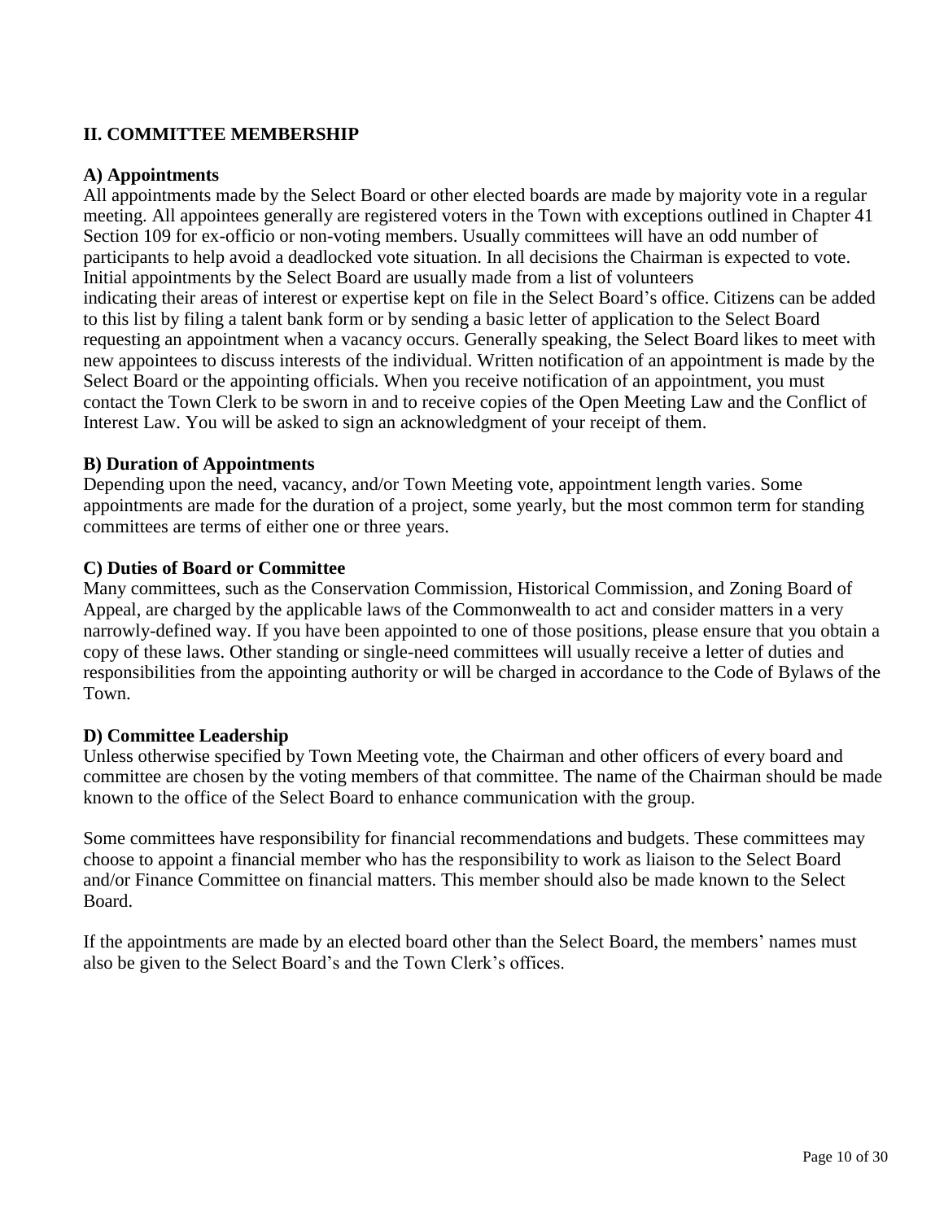## II. COMMITTEE MEMBERSHIP

### A) Appointments

All appointments made by the Select Board or other elected boards are made by majority vote in a regular meeting. All appointees generally are registered voters in the Town with exceptions outlined in Chapter 41 Section 109 for ex-officio or non-voting members. Usually committees will have an odd number of participants to help avoid a deadlocked vote situation. In all decisions the Chairman is expected to vote. Initial appointments by the Select Board are usually made from a list of volunteers indicating their areas of interest or expertise kept on file in the Select Board's office. Citizens can be added to this list by filing a talent bank form or by sending a basic letter of application to the Select Board requesting an appointment when a vacancy occurs. Generally speaking, the Select Board likes to meet with new appointees to discuss interests of the individual. Written notification of an appointment is made by the Select Board or the appointing officials. When you receive notification of an appointment, you must contact the Town Clerk to be sworn in and to receive copies of the Open Meeting Law and the Conflict of Interest Law. You will be asked to sign an acknowledgment of your receipt of them.

### B) Duration of Appointments

Depending upon the need, vacancy, and/or Town Meeting vote, appointment length varies. Some appointments are made for the duration of a project, some yearly, but the most common term for standing committees are terms of either one or three years.

### C) Duties of Board or Committee

Many committees, such as the Conservation Commission, Historical Commission, and Zoning Board of Appeal, are charged by the applicable laws of the Commonwealth to act and consider matters in a very narrowly-defined way. If you have been appointed to one of those positions, please ensure that you obtain a copy of these laws. Other standing or single-need committees will usually receive a letter of duties and responsibilities from the appointing authority or will be charged in accordance to the Code of Bylaws of the Town.

### D) Committee Leadership

Unless otherwise specified by Town Meeting vote, the Chairman and other officers of every board and committee are chosen by the voting members of that committee. The name of the Chairman should be made known to the office of the Select Board to enhance communication with the group.

Some committees have responsibility for financial recommendations and budgets. These committees may choose to appoint a financial member who has the responsibility to work as liaison to the Select Board and/or Finance Committee on financial matters. This member should also be made known to the Select Board.

If the appointments are made by an elected board other than the Select Board, the members' names must also be given to the Select Board's and the Town Clerk's offices.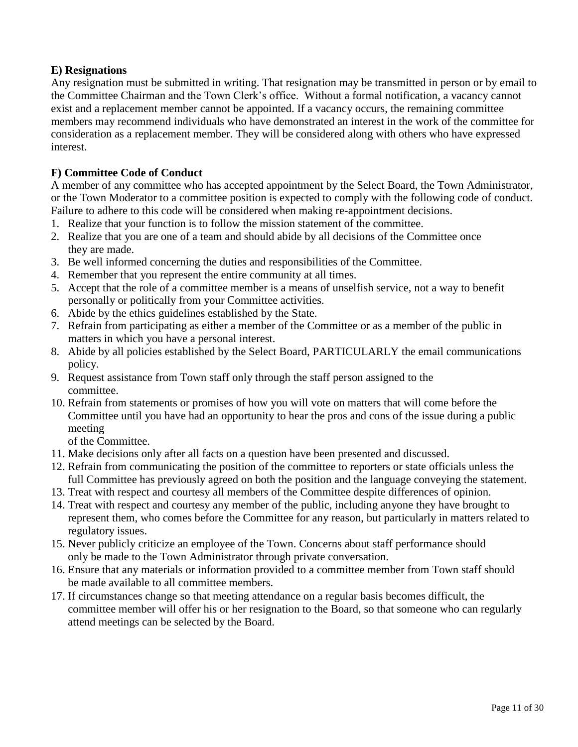### E) Resignations

Any resignation must be submitted in writing. That resignation may be transmitted in person or by email to the Committee Chairman and the Town Clerk's office. Without a formal notification, a vacancy cannot exist and a replacement member cannot be appointed. If a vacancy occurs, the remaining committee members may recommend individuals who have demonstrated an interest in the work of the committee for consideration as a replacement member. They will be considered along with others who have expressed interest.

### F) Committee Code of Conduct

A member of any committee who has accepted appointment by the Select Board, the Town Administrator, or the Town Moderator to a committee position is expected to comply with the following code of conduct. Failure to adhere to this code will be considered when making re-appointment decisions.

1. Realize that your function is to follow the mission statement of the committee.
2. Realize that you are one of a team and should abide by all decisions of the Committee once they are made.
3. Be well informed concerning the duties and responsibilities of the Committee.
4. Remember that you represent the entire community at all times.
5. Accept that the role of a committee member is a means of unselfish service, not a way to benefit personally or politically from your Committee activities.
6. Abide by the ethics guidelines established by the State.
7. Refrain from participating as either a member of the Committee or as a member of the public in matters in which you have a personal interest.
8. Abide by all policies established by the Select Board, PARTICULARLY the email communications policy.
9. Request assistance from Town staff only through the staff person assigned to the committee.
10. Refrain from statements or promises of how you will vote on matters that will come before the Committee until you have had an opportunity to hear the pros and cons of the issue during a public meeting of the Committee.
11. Make decisions only after all facts on a question have been presented and discussed.
12. Refrain from communicating the position of the committee to reporters or state officials unless the full Committee has previously agreed on both the position and the language conveying the statement.
13. Treat with respect and courtesy all members of the Committee despite differences of opinion.
14. Treat with respect and courtesy any member of the public, including anyone they have brought to represent them, who comes before the Committee for any reason, but particularly in matters related to regulatory issues.
15. Never publicly criticize an employee of the Town. Concerns about staff performance should only be made to the Town Administrator through private conversation.
16. Ensure that any materials or information provided to a committee member from Town staff should be made available to all committee members.
17. If circumstances change so that meeting attendance on a regular basis becomes difficult, the committee member will offer his or her resignation to the Board, so that someone who can regularly attend meetings can be selected by the Board.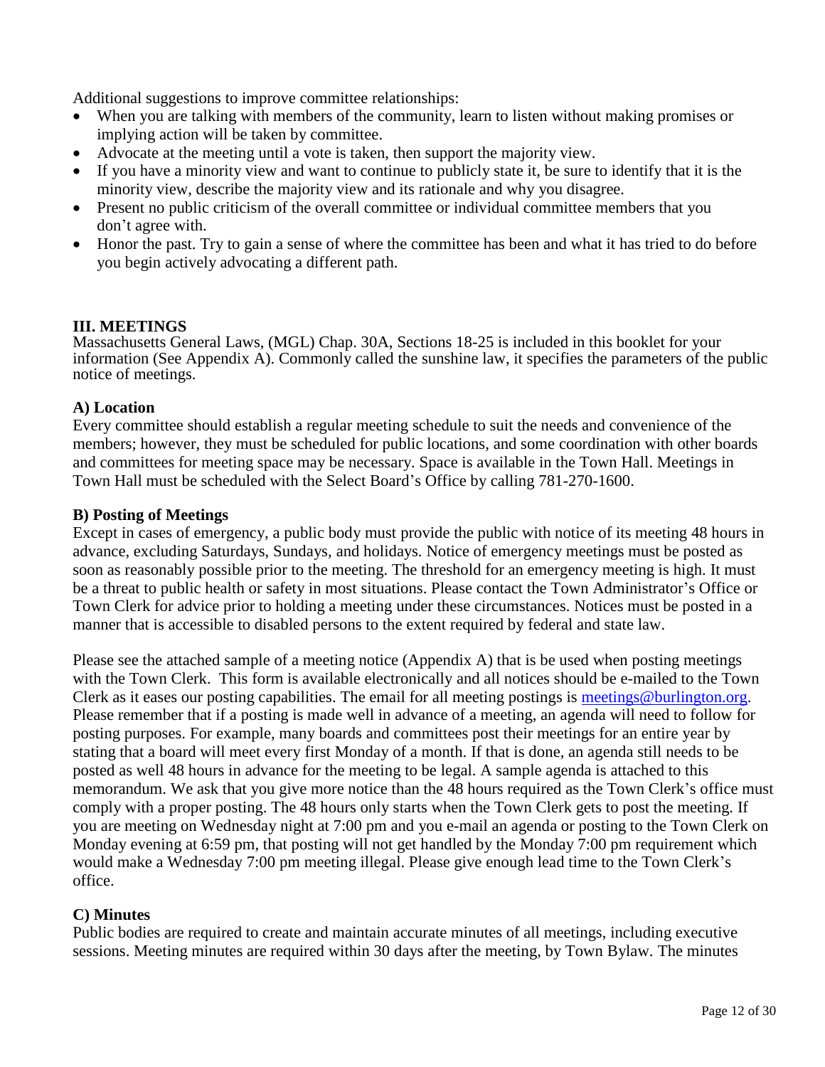Additional suggestions to improve committee relationships:

- When you are talking with members of the community, learn to listen without making promises or implying action will be taken by committee.
- Advocate at the meeting until a vote is taken, then support the majority view.
- If you have a minority view and want to continue to publicly state it, be sure to identify that it is the minority view, describe the majority view and its rationale and why you disagree.
- Present no public criticism of the overall committee or individual committee members that you don't agree with.
- Honor the past. Try to gain a sense of where the committee has been and what it has tried to do before you begin actively advocating a different path.

## III. MEETINGS

Massachusetts General Laws, (MGL) Chap. 30A, Sections 18-25 is included in this booklet for your information (See Appendix A). Commonly called the sunshine law, it specifies the parameters of the public notice of meetings.

### A) Location

Every committee should establish a regular meeting schedule to suit the needs and convenience of the members; however, they must be scheduled for public locations, and some coordination with other boards and committees for meeting space may be necessary. Space is available in the Town Hall. Meetings in Town Hall must be scheduled with the Select Board's Office by calling 781-270-1600.

### B) Posting of Meetings

Except in cases of emergency, a public body must provide the public with notice of its meeting 48 hours in advance, excluding Saturdays, Sundays, and holidays. Notice of emergency meetings must be posted as soon as reasonably possible prior to the meeting. The threshold for an emergency meeting is high. It must be a threat to public health or safety in most situations. Please contact the Town Administrator's Office or Town Clerk for advice prior to holding a meeting under these circumstances. Notices must be posted in a manner that is accessible to disabled persons to the extent required by federal and state law.

Please see the attached sample of a meeting notice (Appendix A) that is be used when posting meetings with the Town Clerk. This form is available electronically and all notices should be e-mailed to the Town Clerk as it eases our posting capabilities. The email for all meeting postings is meetings@burlington.org. Please remember that if a posting is made well in advance of a meeting, an agenda will need to follow for posting purposes. For example, many boards and committees post their meetings for an entire year by stating that a board will meet every first Monday of a month. If that is done, an agenda still needs to be posted as well 48 hours in advance for the meeting to be legal. A sample agenda is attached to this memorandum. We ask that you give more notice than the 48 hours required as the Town Clerk's office must comply with a proper posting. The 48 hours only starts when the Town Clerk gets to post the meeting. If you are meeting on Wednesday night at 7:00 pm and you e-mail an agenda or posting to the Town Clerk on Monday evening at 6:59 pm, that posting will not get handled by the Monday 7:00 pm requirement which would make a Wednesday 7:00 pm meeting illegal. Please give enough lead time to the Town Clerk's office.

### C) Minutes

Public bodies are required to create and maintain accurate minutes of all meetings, including executive sessions. Meeting minutes are required within 30 days after the meeting, by Town Bylaw. The minutes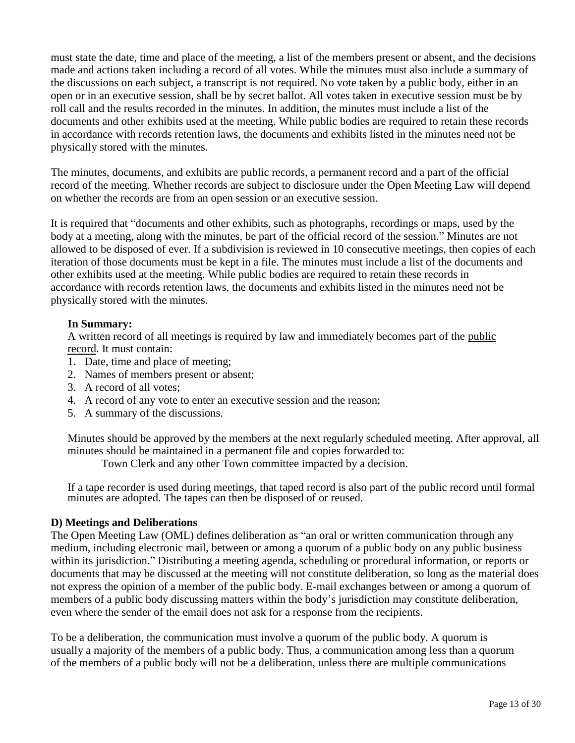must state the date, time and place of the meeting, a list of the members present or absent, and the decisions made and actions taken including a record of all votes. While the minutes must also include a summary of the discussions on each subject, a transcript is not required. No vote taken by a public body, either in an open or in an executive session, shall be by secret ballot. All votes taken in executive session must be by roll call and the results recorded in the minutes. In addition, the minutes must include a list of the documents and other exhibits used at the meeting. While public bodies are required to retain these records in accordance with records retention laws, the documents and exhibits listed in the minutes need not be physically stored with the minutes.

The minutes, documents, and exhibits are public records, a permanent record and a part of the official record of the meeting. Whether records are subject to disclosure under the Open Meeting Law will depend on whether the records are from an open session or an executive session.

It is required that "documents and other exhibits, such as photographs, recordings or maps, used by the body at a meeting, along with the minutes, be part of the official record of the session." Minutes are not allowed to be disposed of ever. If a subdivision is reviewed in 10 consecutive meetings, then copies of each iteration of those documents must be kept in a file. The minutes must include a list of the documents and other exhibits used at the meeting. While public bodies are required to retain these records in accordance with records retention laws, the documents and exhibits listed in the minutes need not be physically stored with the minutes.

**In Summary:**

A written record of all meetings is required by law and immediately becomes part of the public record. It must contain:

1. Date, time and place of meeting;
2. Names of members present or absent;
3. A record of all votes;
4. A record of any vote to enter an executive session and the reason;
5. A summary of the discussions.

Minutes should be approved by the members at the next regularly scheduled meeting. After approval, all minutes should be maintained in a permanent file and copies forwarded to:

Town Clerk and any other Town committee impacted by a decision.

If a tape recorder is used during meetings, that taped record is also part of the public record until formal minutes are adopted. The tapes can then be disposed of or reused.

**D) Meetings and Deliberations**

The Open Meeting Law (OML) defines deliberation as "an oral or written communication through any medium, including electronic mail, between or among a quorum of a public body on any public business within its jurisdiction." Distributing a meeting agenda, scheduling or procedural information, or reports or documents that may be discussed at the meeting will not constitute deliberation, so long as the material does not express the opinion of a member of the public body. E-mail exchanges between or among a quorum of members of a public body discussing matters within the body's jurisdiction may constitute deliberation, even where the sender of the email does not ask for a response from the recipients.

To be a deliberation, the communication must involve a quorum of the public body. A quorum is usually a majority of the members of a public body. Thus, a communication among less than a quorum of the members of a public body will not be a deliberation, unless there are multiple communications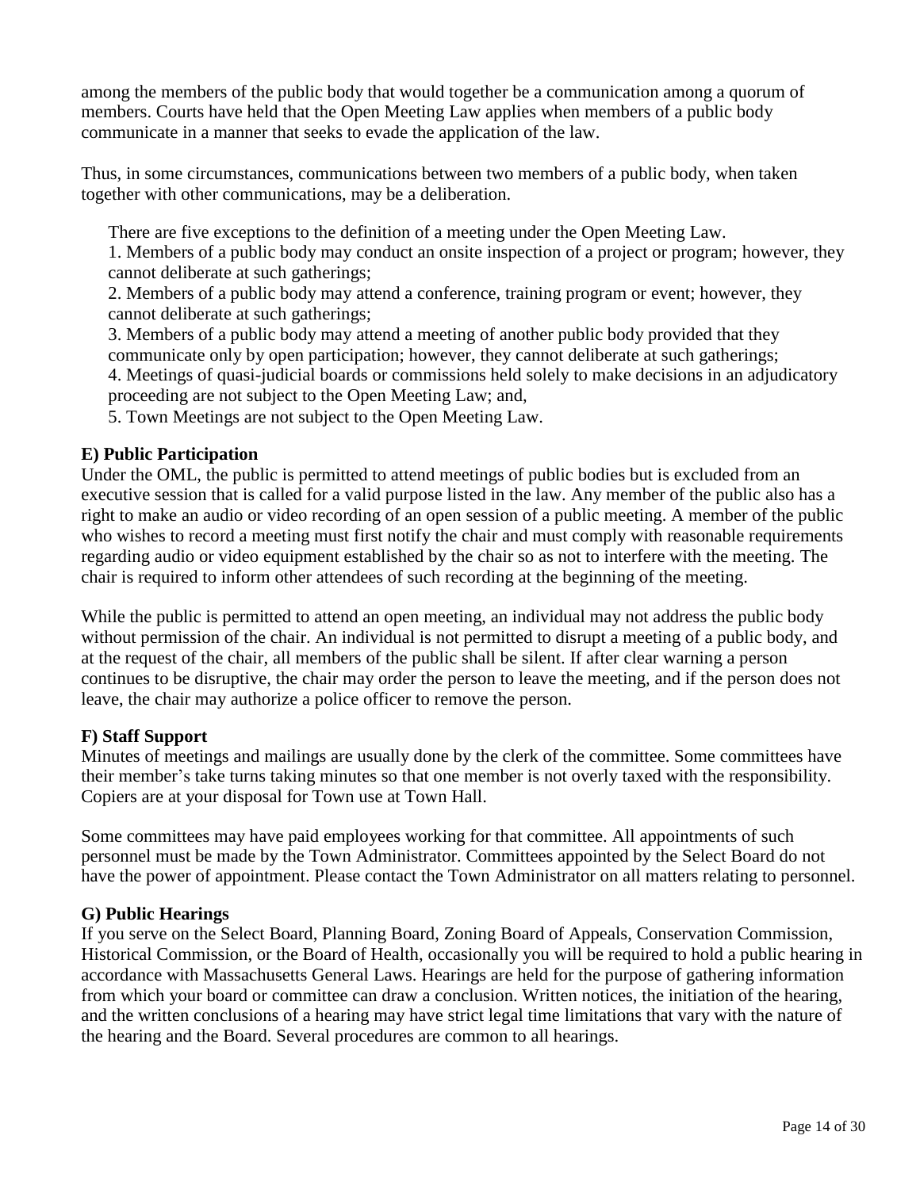among the members of the public body that would together be a communication among a quorum of members. Courts have held that the Open Meeting Law applies when members of a public body communicate in a manner that seeks to evade the application of the law.

Thus, in some circumstances, communications between two members of a public body, when taken together with other communications, may be a deliberation.

There are five exceptions to the definition of a meeting under the Open Meeting Law.

1. Members of a public body may conduct an onsite inspection of a project or program; however, they cannot deliberate at such gatherings;
2. Members of a public body may attend a conference, training program or event; however, they cannot deliberate at such gatherings;
3. Members of a public body may attend a meeting of another public body provided that they communicate only by open participation; however, they cannot deliberate at such gatherings;
4. Meetings of quasi-judicial boards or commissions held solely to make decisions in an adjudicatory proceeding are not subject to the Open Meeting Law; and,
5. Town Meetings are not subject to the Open Meeting Law.

**E) Public Participation**

Under the OML, the public is permitted to attend meetings of public bodies but is excluded from an executive session that is called for a valid purpose listed in the law. Any member of the public also has a right to make an audio or video recording of an open session of a public meeting. A member of the public who wishes to record a meeting must first notify the chair and must comply with reasonable requirements regarding audio or video equipment established by the chair so as not to interfere with the meeting. The chair is required to inform other attendees of such recording at the beginning of the meeting.

While the public is permitted to attend an open meeting, an individual may not address the public body without permission of the chair. An individual is not permitted to disrupt a meeting of a public body, and at the request of the chair, all members of the public shall be silent. If after clear warning a person continues to be disruptive, the chair may order the person to leave the meeting, and if the person does not leave, the chair may authorize a police officer to remove the person.

**F) Staff Support**

Minutes of meetings and mailings are usually done by the clerk of the committee. Some committees have their member's take turns taking minutes so that one member is not overly taxed with the responsibility. Copiers are at your disposal for Town use at Town Hall.

Some committees may have paid employees working for that committee. All appointments of such personnel must be made by the Town Administrator. Committees appointed by the Select Board do not have the power of appointment. Please contact the Town Administrator on all matters relating to personnel.

**G) Public Hearings**

If you serve on the Select Board, Planning Board, Zoning Board of Appeals, Conservation Commission, Historical Commission, or the Board of Health, occasionally you will be required to hold a public hearing in accordance with Massachusetts General Laws. Hearings are held for the purpose of gathering information from which your board or committee can draw a conclusion. Written notices, the initiation of the hearing, and the written conclusions of a hearing may have strict legal time limitations that vary with the nature of the hearing and the Board. Several procedures are common to all hearings.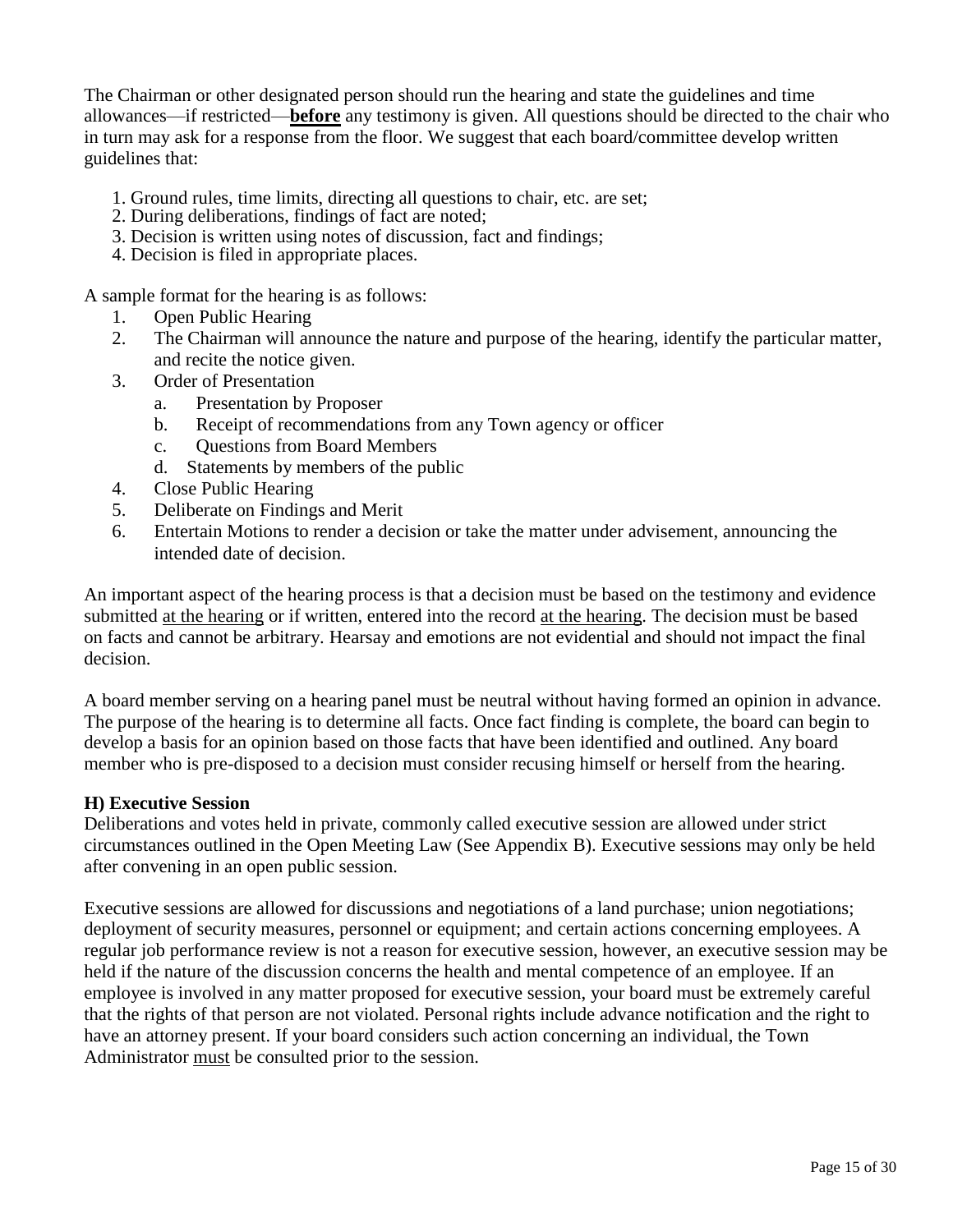The Chairman or other designated person should run the hearing and state the guidelines and time allowances—if restricted—**before** any testimony is given. All questions should be directed to the chair who in turn may ask for a response from the floor. We suggest that each board/committee develop written guidelines that:

1. Ground rules, time limits, directing all questions to chair, etc. are set;
2. During deliberations, findings of fact are noted;
3. Decision is written using notes of discussion, fact and findings;
4. Decision is filed in appropriate places.

A sample format for the hearing is as follows:

1. Open Public Hearing
2. The Chairman will announce the nature and purpose of the hearing, identify the particular matter, and recite the notice given.
3. Order of Presentation
   a. Presentation by Proposer
   b. Receipt of recommendations from any Town agency or officer
   c. Questions from Board Members
   d. Statements by members of the public
4. Close Public Hearing
5. Deliberate on Findings and Merit
6. Entertain Motions to render a decision or take the matter under advisement, announcing the intended date of decision.

An important aspect of the hearing process is that a decision must be based on the testimony and evidence submitted at the hearing or if written, entered into the record at the hearing. The decision must be based on facts and cannot be arbitrary. Hearsay and emotions are not evidential and should not impact the final decision.

A board member serving on a hearing panel must be neutral without having formed an opinion in advance. The purpose of the hearing is to determine all facts. Once fact finding is complete, the board can begin to develop a basis for an opinion based on those facts that have been identified and outlined. Any board member who is pre-disposed to a decision must consider recusing himself or herself from the hearing.

### H) Executive Session

Deliberations and votes held in private, commonly called executive session are allowed under strict circumstances outlined in the Open Meeting Law (See Appendix B). Executive sessions may only be held after convening in an open public session.

Executive sessions are allowed for discussions and negotiations of a land purchase; union negotiations; deployment of security measures, personnel or equipment; and certain actions concerning employees. A regular job performance review is not a reason for executive session, however, an executive session may be held if the nature of the discussion concerns the health and mental competence of an employee. If an employee is involved in any matter proposed for executive session, your board must be extremely careful that the rights of that person are not violated. Personal rights include advance notification and the right to have an attorney present. If your board considers such action concerning an individual, the Town Administrator must be consulted prior to the session.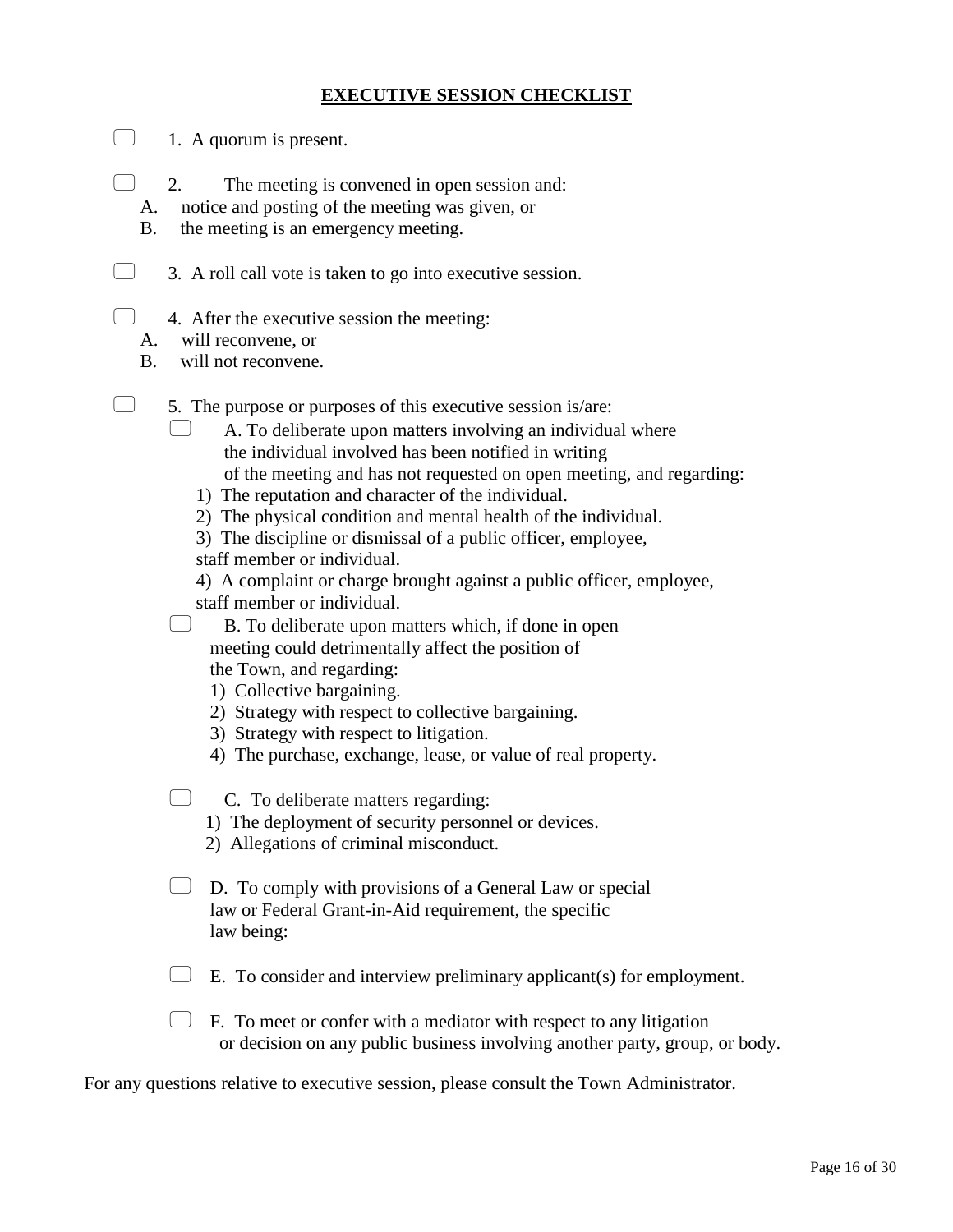# EXECUTIVE SESSION CHECKLIST

- [ ] 1. A quorum is present.

- [ ] 2. The meeting is convened in open session and:
  - A. notice and posting of the meeting was given, or
  - B. the meeting is an emergency meeting.

- [ ] 3. A roll call vote is taken to go into executive session.

- [ ] 4. After the executive session the meeting:
  - A. will reconvene, or
  - B. will not reconvene.

- [ ] 5. The purpose or purposes of this executive session is/are:
  - [ ] A. To deliberate upon matters involving an individual where the individual involved has been notified in writing of the meeting and has not requested on open meeting, and regarding:
    1) The reputation and character of the individual.
    2) The physical condition and mental health of the individual.
    3) The discipline or dismissal of a public officer, employee, staff member or individual.
    4) A complaint or charge brought against a public officer, employee, staff member or individual.
  - [ ] B. To deliberate upon matters which, if done in open meeting could detrimentally affect the position of the Town, and regarding:
    1) Collective bargaining.
    2) Strategy with respect to collective bargaining.
    3) Strategy with respect to litigation.
    4) The purchase, exchange, lease, or value of real property.
  - [ ] C. To deliberate matters regarding:
    1) The deployment of security personnel or devices.
    2) Allegations of criminal misconduct.
  - [ ] D. To comply with provisions of a General Law or special law or Federal Grant-in-Aid requirement, the specific law being:
  - [ ] E. To consider and interview preliminary applicant(s) for employment.
  - [ ] F. To meet or confer with a mediator with respect to any litigation or decision on any public business involving another party, group, or body.

For any questions relative to executive session, please consult the Town Administrator.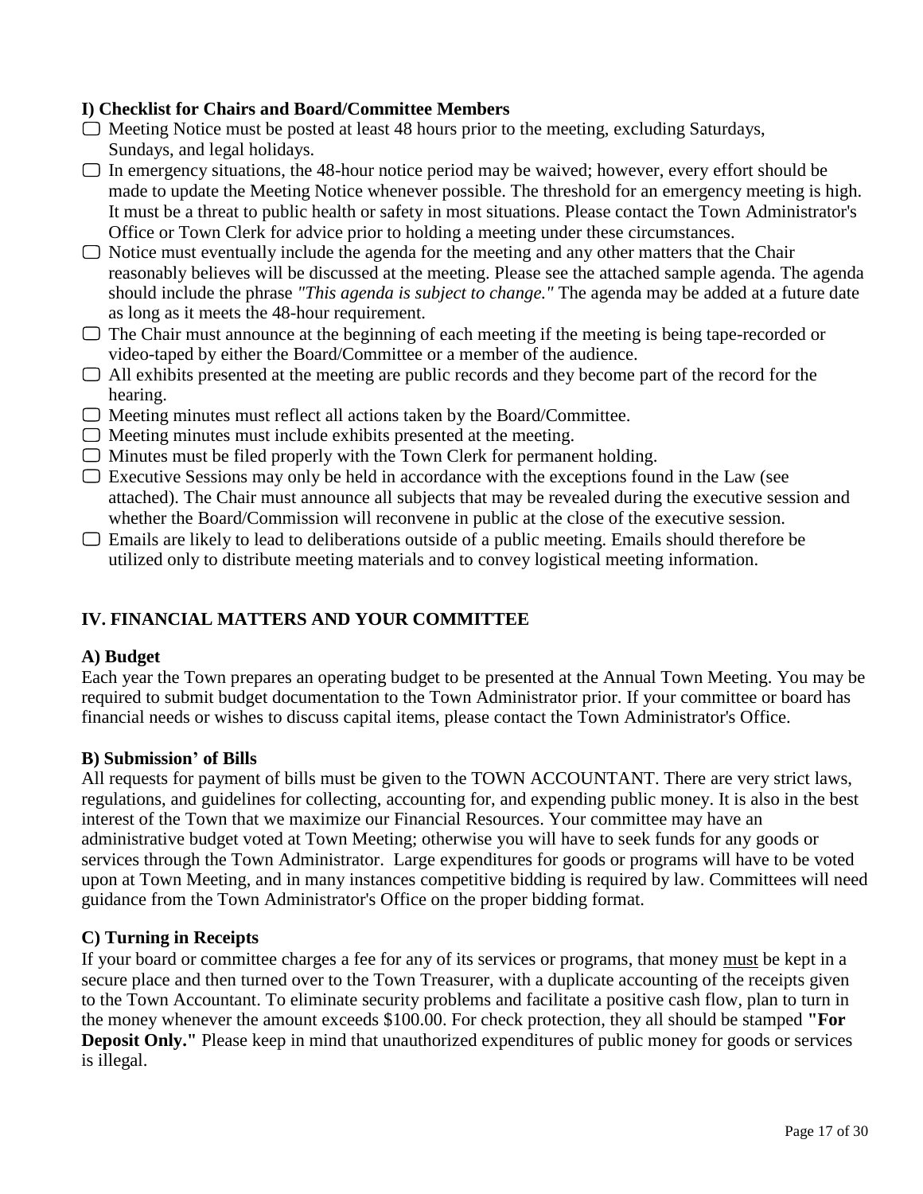### I) Checklist for Chairs and Board/Committee Members

- ▢ Meeting Notice must be posted at least 48 hours prior to the meeting, excluding Saturdays, Sundays, and legal holidays.
- ▢ In emergency situations, the 48-hour notice period may be waived; however, every effort should be made to update the Meeting Notice whenever possible. The threshold for an emergency meeting is high. It must be a threat to public health or safety in most situations. Please contact the Town Administrator's Office or Town Clerk for advice prior to holding a meeting under these circumstances.
- ▢ Notice must eventually include the agenda for the meeting and any other matters that the Chair reasonably believes will be discussed at the meeting. Please see the attached sample agenda. The agenda should include the phrase *"This agenda is subject to change."* The agenda may be added at a future date as long as it meets the 48-hour requirement.
- ▢ The Chair must announce at the beginning of each meeting if the meeting is being tape-recorded or video-taped by either the Board/Committee or a member of the audience.
- ▢ All exhibits presented at the meeting are public records and they become part of the record for the hearing.
- ▢ Meeting minutes must reflect all actions taken by the Board/Committee.
- ▢ Meeting minutes must include exhibits presented at the meeting.
- ▢ Minutes must be filed properly with the Town Clerk for permanent holding.
- ▢ Executive Sessions may only be held in accordance with the exceptions found in the Law (see attached). The Chair must announce all subjects that may be revealed during the executive session and whether the Board/Commission will reconvene in public at the close of the executive session.
- ▢ Emails are likely to lead to deliberations outside of a public meeting. Emails should therefore be utilized only to distribute meeting materials and to convey logistical meeting information.

## IV. FINANCIAL MATTERS AND YOUR COMMITTEE

### A) Budget

Each year the Town prepares an operating budget to be presented at the Annual Town Meeting. You may be required to submit budget documentation to the Town Administrator prior. If your committee or board has financial needs or wishes to discuss capital items, please contact the Town Administrator's Office.

### B) Submission' of Bills

All requests for payment of bills must be given to the TOWN ACCOUNTANT. There are very strict laws, regulations, and guidelines for collecting, accounting for, and expending public money. It is also in the best interest of the Town that we maximize our Financial Resources. Your committee may have an administrative budget voted at Town Meeting; otherwise you will have to seek funds for any goods or services through the Town Administrator. Large expenditures for goods or programs will have to be voted upon at Town Meeting, and in many instances competitive bidding is required by law. Committees will need guidance from the Town Administrator's Office on the proper bidding format.

### C) Turning in Receipts

If your board or committee charges a fee for any of its services or programs, that money <u>must</u> be kept in a secure place and then turned over to the Town Treasurer, with a duplicate accounting of the receipts given to the Town Accountant. To eliminate security problems and facilitate a positive cash flow, plan to turn in the money whenever the amount exceeds $100.00. For check protection, they all should be stamped **"For Deposit Only."** Please keep in mind that unauthorized expenditures of public money for goods or services is illegal.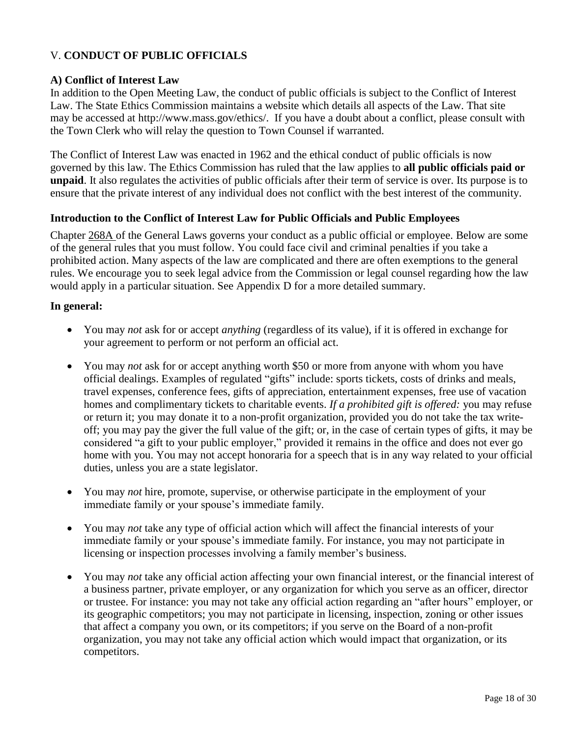## V. **CONDUCT OF PUBLIC OFFICIALS**

### A) Conflict of Interest Law

In addition to the Open Meeting Law, the conduct of public officials is subject to the Conflict of Interest Law. The State Ethics Commission maintains a website which details all aspects of the Law. That site may be accessed at http://www.mass.gov/ethics/. If you have a doubt about a conflict, please consult with the Town Clerk who will relay the question to Town Counsel if warranted.

The Conflict of Interest Law was enacted in 1962 and the ethical conduct of public officials is now governed by this law. The Ethics Commission has ruled that the law applies to **all public officials paid or unpaid**. It also regulates the activities of public officials after their term of service is over. Its purpose is to ensure that the private interest of any individual does not conflict with the best interest of the community.

### Introduction to the Conflict of Interest Law for Public Officials and Public Employees

Chapter 268A of the General Laws governs your conduct as a public official or employee. Below are some of the general rules that you must follow. You could face civil and criminal penalties if you take a prohibited action. Many aspects of the law are complicated and there are often exemptions to the general rules. We encourage you to seek legal advice from the Commission or legal counsel regarding how the law would apply in a particular situation. See Appendix D for a more detailed summary.

**In general:**

- You may *not* ask for or accept *anything* (regardless of its value), if it is offered in exchange for your agreement to perform or not perform an official act.
- You may *not* ask for or accept anything worth $50 or more from anyone with whom you have official dealings. Examples of regulated "gifts" include: sports tickets, costs of drinks and meals, travel expenses, conference fees, gifts of appreciation, entertainment expenses, free use of vacation homes and complimentary tickets to charitable events. *If a prohibited gift is offered:* you may refuse or return it; you may donate it to a non-profit organization, provided you do not take the tax write-off; you may pay the giver the full value of the gift; or, in the case of certain types of gifts, it may be considered "a gift to your public employer," provided it remains in the office and does not ever go home with you. You may not accept honoraria for a speech that is in any way related to your official duties, unless you are a state legislator.
- You may *not* hire, promote, supervise, or otherwise participate in the employment of your immediate family or your spouse's immediate family.
- You may *not* take any type of official action which will affect the financial interests of your immediate family or your spouse's immediate family. For instance, you may not participate in licensing or inspection processes involving a family member's business.
- You may *not* take any official action affecting your own financial interest, or the financial interest of a business partner, private employer, or any organization for which you serve as an officer, director or trustee. For instance: you may not take any official action regarding an "after hours" employer, or its geographic competitors; you may not participate in licensing, inspection, zoning or other issues that affect a company you own, or its competitors; if you serve on the Board of a non-profit organization, you may not take any official action which would impact that organization, or its competitors.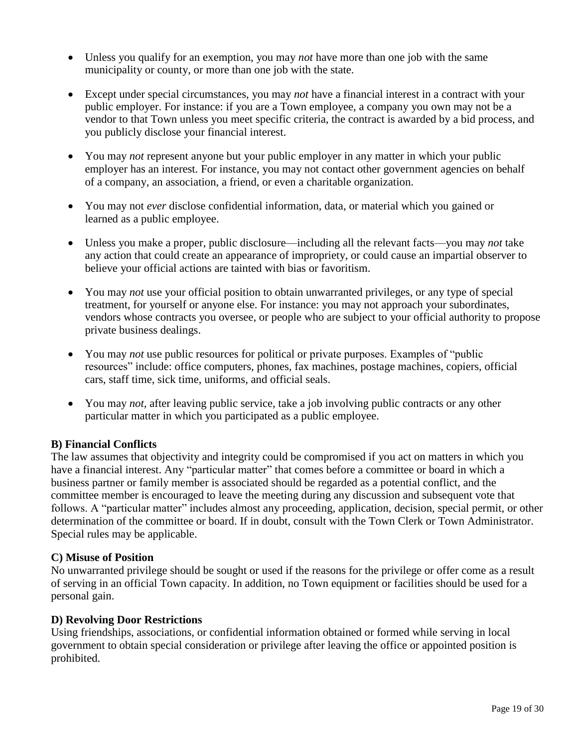- Unless you qualify for an exemption, you may *not* have more than one job with the same municipality or county, or more than one job with the state.

- Except under special circumstances, you may *not* have a financial interest in a contract with your public employer. For instance: if you are a Town employee, a company you own may not be a vendor to that Town unless you meet specific criteria, the contract is awarded by a bid process, and you publicly disclose your financial interest.

- You may *not* represent anyone but your public employer in any matter in which your public employer has an interest. For instance, you may not contact other government agencies on behalf of a company, an association, a friend, or even a charitable organization.

- You may not *ever* disclose confidential information, data, or material which you gained or learned as a public employee.

- Unless you make a proper, public disclosure—including all the relevant facts—you may *not* take any action that could create an appearance of impropriety, or could cause an impartial observer to believe your official actions are tainted with bias or favoritism.

- You may *not* use your official position to obtain unwarranted privileges, or any type of special treatment, for yourself or anyone else. For instance: you may not approach your subordinates, vendors whose contracts you oversee, or people who are subject to your official authority to propose private business dealings.

- You may *not* use public resources for political or private purposes. Examples of "public resources" include: office computers, phones, fax machines, postage machines, copiers, official cars, staff time, sick time, uniforms, and official seals.

- You may *not*, after leaving public service, take a job involving public contracts or any other particular matter in which you participated as a public employee.

**B) Financial Conflicts**

The law assumes that objectivity and integrity could be compromised if you act on matters in which you have a financial interest. Any "particular matter" that comes before a committee or board in which a business partner or family member is associated should be regarded as a potential conflict, and the committee member is encouraged to leave the meeting during any discussion and subsequent vote that follows. A "particular matter" includes almost any proceeding, application, decision, special permit, or other determination of the committee or board. If in doubt, consult with the Town Clerk or Town Administrator. Special rules may be applicable.

**C) Misuse of Position**

No unwarranted privilege should be sought or used if the reasons for the privilege or offer come as a result of serving in an official Town capacity. In addition, no Town equipment or facilities should be used for a personal gain.

**D) Revolving Door Restrictions**

Using friendships, associations, or confidential information obtained or formed while serving in local government to obtain special consideration or privilege after leaving the office or appointed position is prohibited.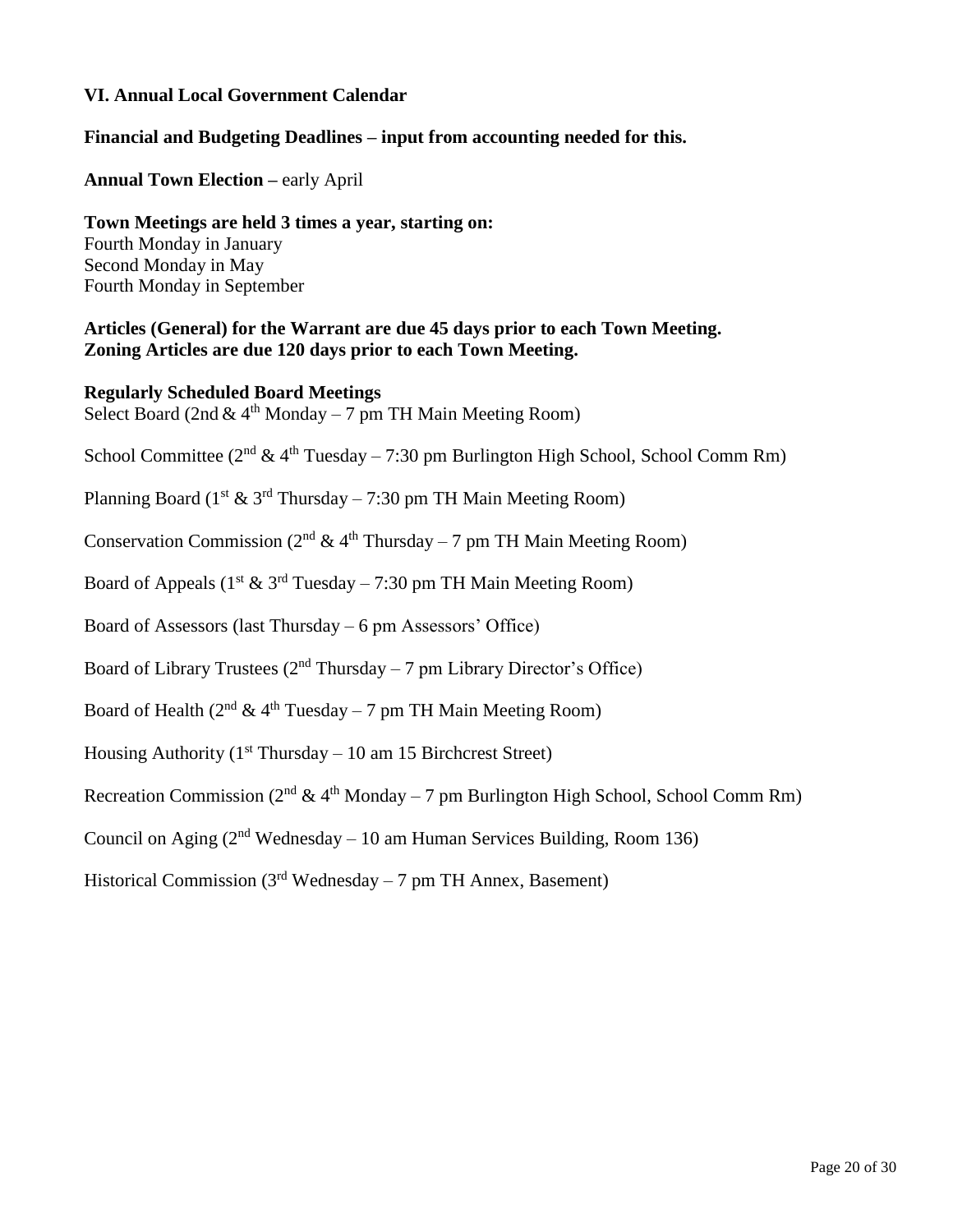## VI. Annual Local Government Calendar

**Financial and Budgeting Deadlines – input from accounting needed for this.**

**Annual Town Election –** early April

**Town Meetings are held 3 times a year, starting on:**
Fourth Monday in January
Second Monday in May
Fourth Monday in September

**Articles (General) for the Warrant are due 45 days prior to each Town Meeting.**
**Zoning Articles are due 120 days prior to each Town Meeting.**

**Regularly Scheduled Board Meetings**
Select Board (2nd & 4th Monday – 7 pm TH Main Meeting Room)

School Committee (2nd & 4th Tuesday – 7:30 pm Burlington High School, School Comm Rm)

Planning Board (1st & 3rd Thursday – 7:30 pm TH Main Meeting Room)

Conservation Commission (2nd & 4th Thursday – 7 pm TH Main Meeting Room)

Board of Appeals (1st & 3rd Tuesday – 7:30 pm TH Main Meeting Room)

Board of Assessors (last Thursday – 6 pm Assessors' Office)

Board of Library Trustees (2nd Thursday – 7 pm Library Director's Office)

Board of Health (2nd & 4th Tuesday – 7 pm TH Main Meeting Room)

Housing Authority (1st Thursday – 10 am 15 Birchcrest Street)

Recreation Commission (2nd & 4th Monday – 7 pm Burlington High School, School Comm Rm)

Council on Aging (2nd Wednesday – 10 am Human Services Building, Room 136)

Historical Commission (3rd Wednesday – 7 pm TH Annex, Basement)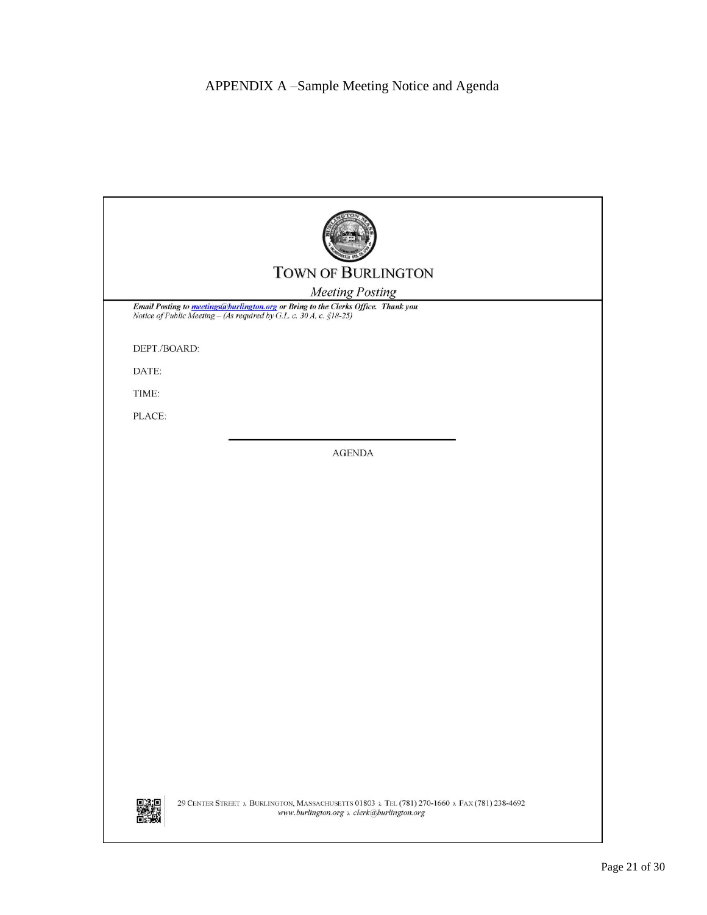# APPENDIX A –Sample Meeting Notice and Agenda

## TOWN OF BURLINGTON

*Meeting Posting*

***Email Posting to meetings@burlington.org or Bring to the Clerks Office. Thank you***
*Notice of Public Meeting – (As required by G.L. c. 30 A, c. §18-25)*

DEPT./BOARD:

DATE:

TIME:

PLACE:

AGENDA

29 CENTER STREET λ BURLINGTON, MASSACHUSETTS 01803 λ TEL (781) 270-1660 λ FAX (781) 238-4692
*www.burlington.org λ clerk@burlington.org*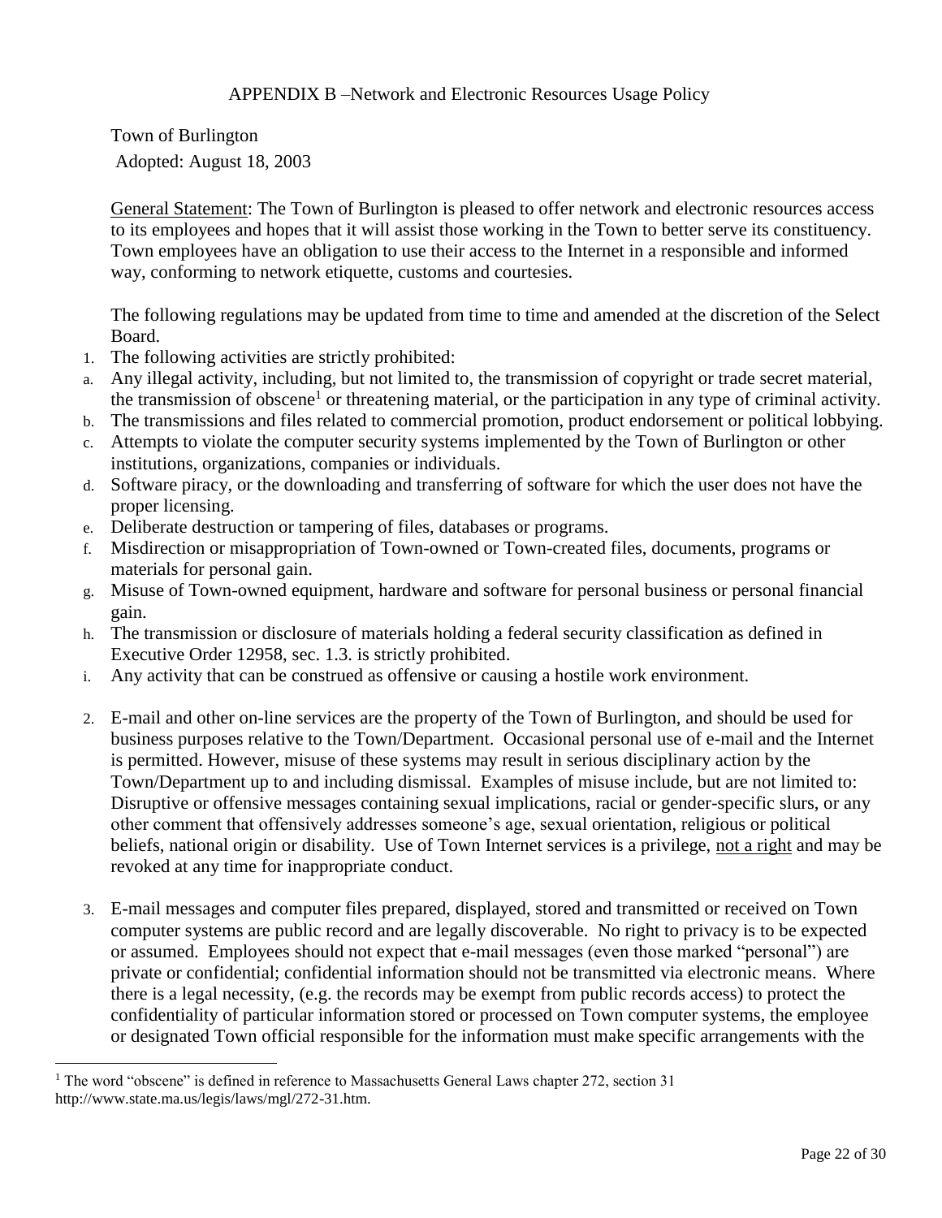## APPENDIX B –Network and Electronic Resources Usage Policy

Town of Burlington

Adopted: August 18, 2003

General Statement: The Town of Burlington is pleased to offer network and electronic resources access to its employees and hopes that it will assist those working in the Town to better serve its constituency. Town employees have an obligation to use their access to the Internet in a responsible and informed way, conforming to network etiquette, customs and courtesies.

The following regulations may be updated from time to time and amended at the discretion of the Select Board.

1. The following activities are strictly prohibited:
   a. Any illegal activity, including, but not limited to, the transmission of copyright or trade secret material, the transmission of obscene[1] or threatening material, or the participation in any type of criminal activity.
   b. The transmissions and files related to commercial promotion, product endorsement or political lobbying.
   c. Attempts to violate the computer security systems implemented by the Town of Burlington or other institutions, organizations, companies or individuals.
   d. Software piracy, or the downloading and transferring of software for which the user does not have the proper licensing.
   e. Deliberate destruction or tampering of files, databases or programs.
   f. Misdirection or misappropriation of Town-owned or Town-created files, documents, programs or materials for personal gain.
   g. Misuse of Town-owned equipment, hardware and software for personal business or personal financial gain.
   h. The transmission or disclosure of materials holding a federal security classification as defined in Executive Order 12958, sec. 1.3. is strictly prohibited.
   i. Any activity that can be construed as offensive or causing a hostile work environment.

2. E-mail and other on-line services are the property of the Town of Burlington, and should be used for business purposes relative to the Town/Department. Occasional personal use of e-mail and the Internet is permitted. However, misuse of these systems may result in serious disciplinary action by the Town/Department up to and including dismissal. Examples of misuse include, but are not limited to: Disruptive or offensive messages containing sexual implications, racial or gender-specific slurs, or any other comment that offensively addresses someone's age, sexual orientation, religious or political beliefs, national origin or disability. Use of Town Internet services is a privilege, not a right and may be revoked at any time for inappropriate conduct.

3. E-mail messages and computer files prepared, displayed, stored and transmitted or received on Town computer systems are public record and are legally discoverable. No right to privacy is to be expected or assumed. Employees should not expect that e-mail messages (even those marked "personal") are private or confidential; confidential information should not be transmitted via electronic means. Where there is a legal necessity, (e.g. the records may be exempt from public records access) to protect the confidentiality of particular information stored or processed on Town computer systems, the employee or designated Town official responsible for the information must make specific arrangements with the

[1] The word "obscene" is defined in reference to Massachusetts General Laws chapter 272, section 31 http://www.state.ma.us/legis/laws/mgl/272-31.htm.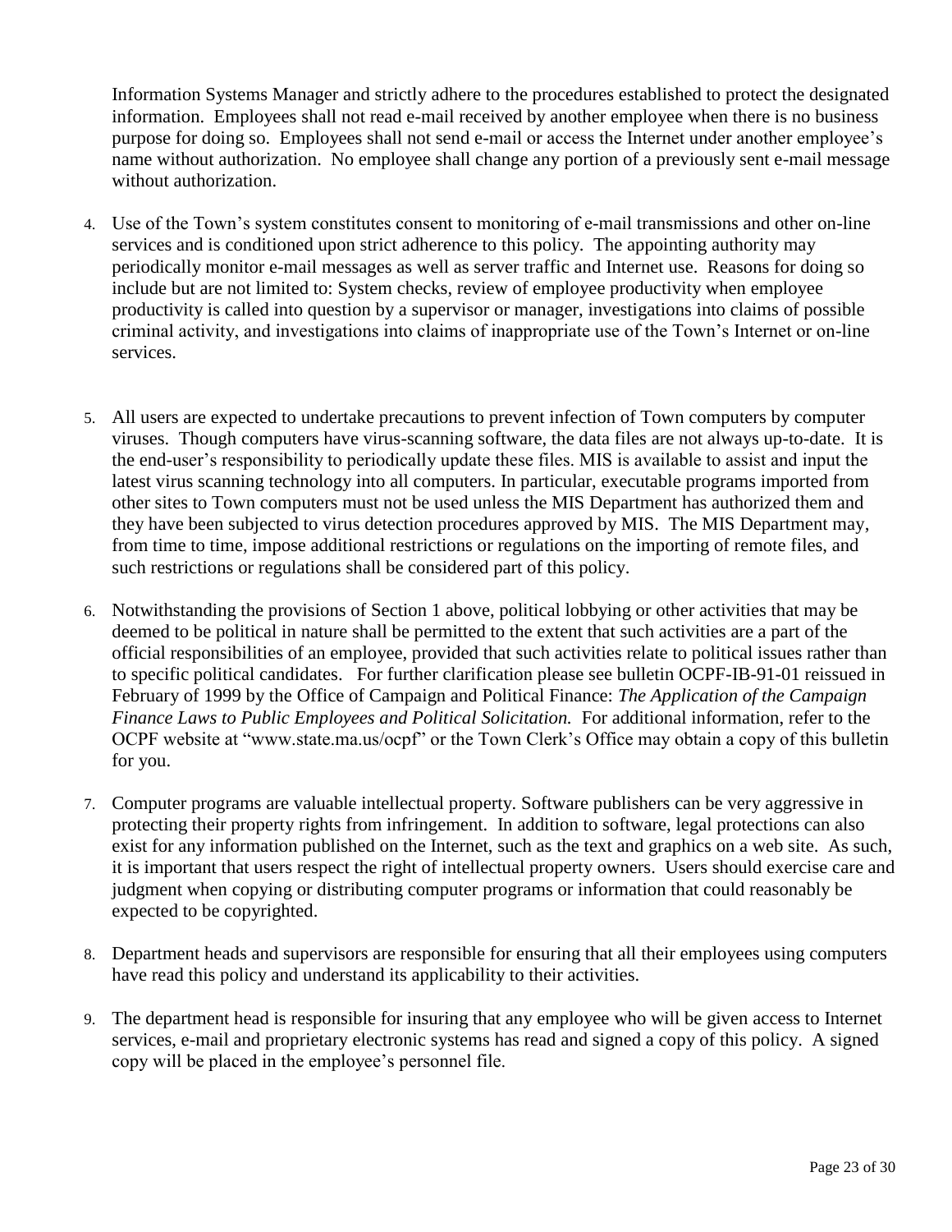Information Systems Manager and strictly adhere to the procedures established to protect the designated information. Employees shall not read e-mail received by another employee when there is no business purpose for doing so. Employees shall not send e-mail or access the Internet under another employee's name without authorization. No employee shall change any portion of a previously sent e-mail message without authorization.

4. Use of the Town's system constitutes consent to monitoring of e-mail transmissions and other on-line services and is conditioned upon strict adherence to this policy. The appointing authority may periodically monitor e-mail messages as well as server traffic and Internet use. Reasons for doing so include but are not limited to: System checks, review of employee productivity when employee productivity is called into question by a supervisor or manager, investigations into claims of possible criminal activity, and investigations into claims of inappropriate use of the Town's Internet or on-line services.

5. All users are expected to undertake precautions to prevent infection of Town computers by computer viruses. Though computers have virus-scanning software, the data files are not always up-to-date. It is the end-user's responsibility to periodically update these files. MIS is available to assist and input the latest virus scanning technology into all computers. In particular, executable programs imported from other sites to Town computers must not be used unless the MIS Department has authorized them and they have been subjected to virus detection procedures approved by MIS. The MIS Department may, from time to time, impose additional restrictions or regulations on the importing of remote files, and such restrictions or regulations shall be considered part of this policy.

6. Notwithstanding the provisions of Section 1 above, political lobbying or other activities that may be deemed to be political in nature shall be permitted to the extent that such activities are a part of the official responsibilities of an employee, provided that such activities relate to political issues rather than to specific political candidates. For further clarification please see bulletin OCPF-IB-91-01 reissued in February of 1999 by the Office of Campaign and Political Finance: *The Application of the Campaign Finance Laws to Public Employees and Political Solicitation.* For additional information, refer to the OCPF website at "www.state.ma.us/ocpf" or the Town Clerk's Office may obtain a copy of this bulletin for you.

7. Computer programs are valuable intellectual property. Software publishers can be very aggressive in protecting their property rights from infringement. In addition to software, legal protections can also exist for any information published on the Internet, such as the text and graphics on a web site. As such, it is important that users respect the right of intellectual property owners. Users should exercise care and judgment when copying or distributing computer programs or information that could reasonably be expected to be copyrighted.

8. Department heads and supervisors are responsible for ensuring that all their employees using computers have read this policy and understand its applicability to their activities.

9. The department head is responsible for insuring that any employee who will be given access to Internet services, e-mail and proprietary electronic systems has read and signed a copy of this policy. A signed copy will be placed in the employee's personnel file.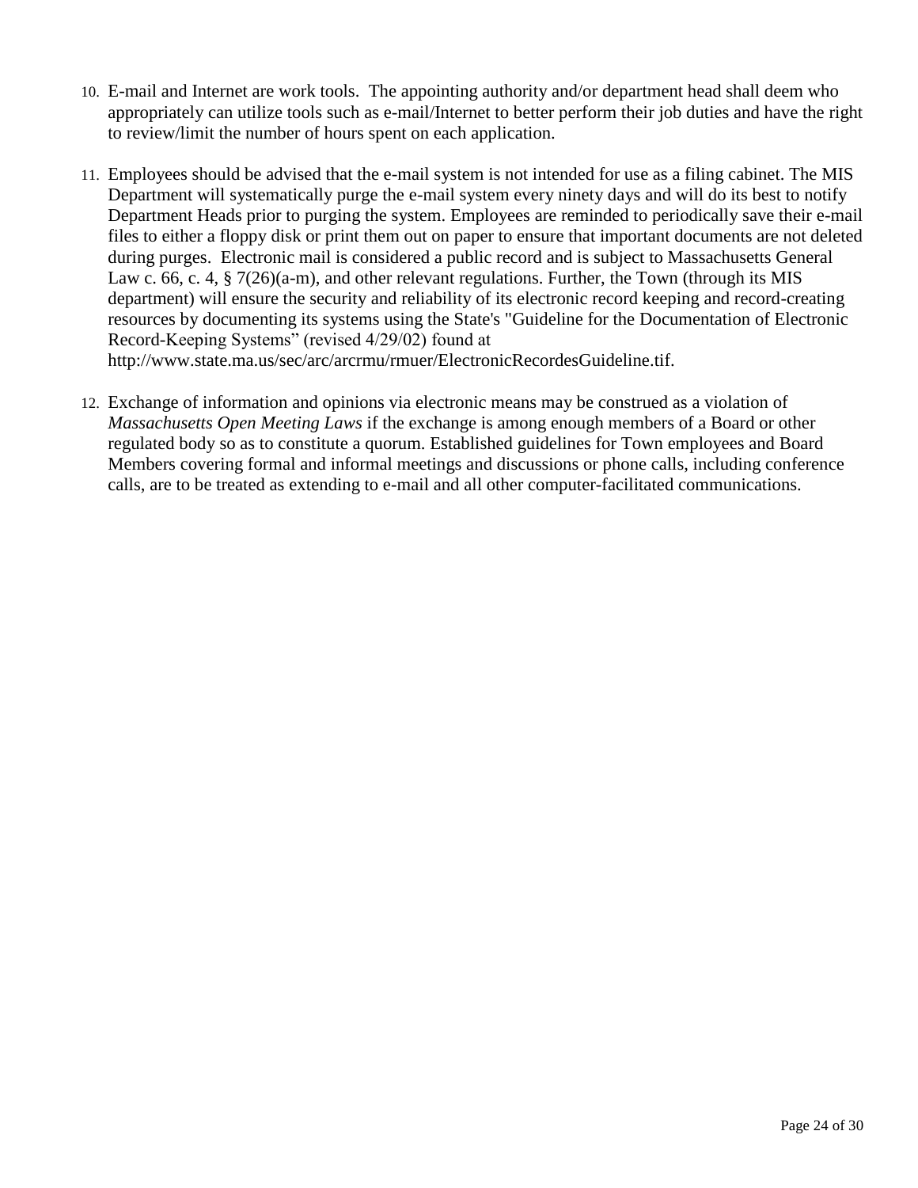10. E-mail and Internet are work tools. The appointing authority and/or department head shall deem who appropriately can utilize tools such as e-mail/Internet to better perform their job duties and have the right to review/limit the number of hours spent on each application.

11. Employees should be advised that the e-mail system is not intended for use as a filing cabinet. The MIS Department will systematically purge the e-mail system every ninety days and will do its best to notify Department Heads prior to purging the system. Employees are reminded to periodically save their e-mail files to either a floppy disk or print them out on paper to ensure that important documents are not deleted during purges. Electronic mail is considered a public record and is subject to Massachusetts General Law c. 66, c. 4, § 7(26)(a-m), and other relevant regulations. Further, the Town (through its MIS department) will ensure the security and reliability of its electronic record keeping and record-creating resources by documenting its systems using the State's "Guideline for the Documentation of Electronic Record-Keeping Systems" (revised 4/29/02) found at http://www.state.ma.us/sec/arc/arcrmu/rmuer/ElectronicRecordesGuideline.tif.

12. Exchange of information and opinions via electronic means may be construed as a violation of *Massachusetts Open Meeting Laws* if the exchange is among enough members of a Board or other regulated body so as to constitute a quorum. Established guidelines for Town employees and Board Members covering formal and informal meetings and discussions or phone calls, including conference calls, are to be treated as extending to e-mail and all other computer-facilitated communications.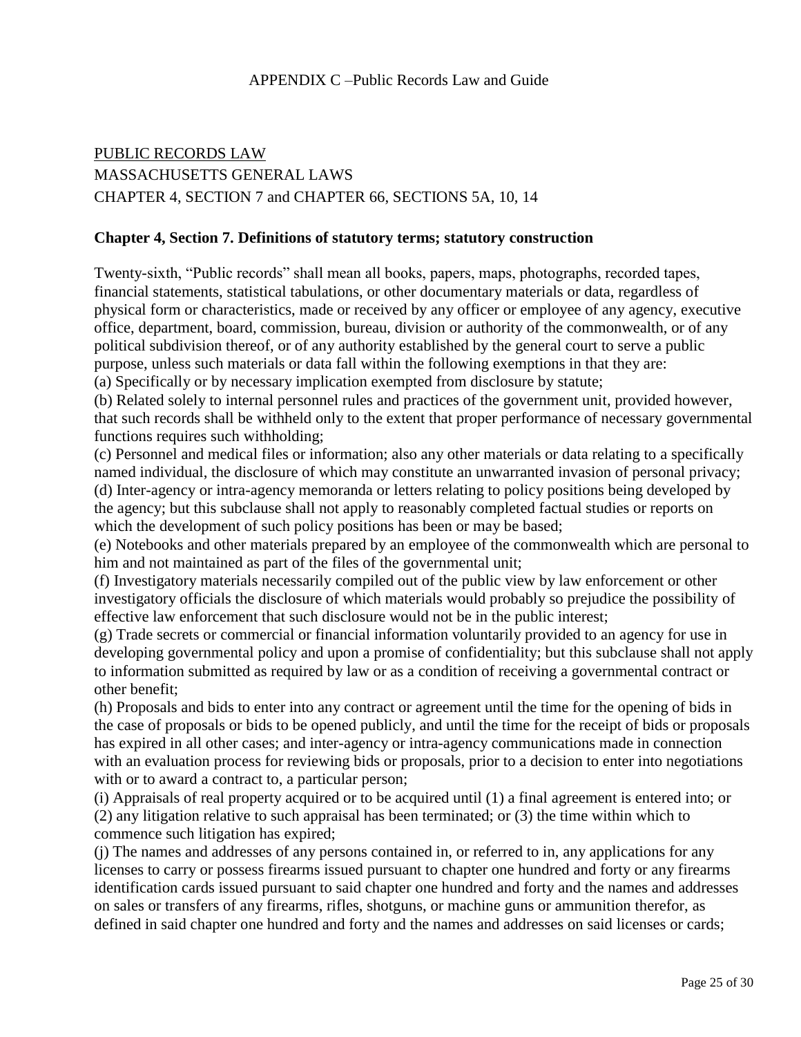APPENDIX C –Public Records Law and Guide

PUBLIC RECORDS LAW
MASSACHUSETTS GENERAL LAWS
CHAPTER 4, SECTION 7 and CHAPTER 66, SECTIONS 5A, 10, 14

**Chapter 4, Section 7. Definitions of statutory terms; statutory construction**

Twenty-sixth, "Public records" shall mean all books, papers, maps, photographs, recorded tapes, financial statements, statistical tabulations, or other documentary materials or data, regardless of physical form or characteristics, made or received by any officer or employee of any agency, executive office, department, board, commission, bureau, division or authority of the commonwealth, or of any political subdivision thereof, or of any authority established by the general court to serve a public purpose, unless such materials or data fall within the following exemptions in that they are:

(a) Specifically or by necessary implication exempted from disclosure by statute;

(b) Related solely to internal personnel rules and practices of the government unit, provided however, that such records shall be withheld only to the extent that proper performance of necessary governmental functions requires such withholding;

(c) Personnel and medical files or information; also any other materials or data relating to a specifically named individual, the disclosure of which may constitute an unwarranted invasion of personal privacy;

(d) Inter-agency or intra-agency memoranda or letters relating to policy positions being developed by the agency; but this subclause shall not apply to reasonably completed factual studies or reports on which the development of such policy positions has been or may be based;

(e) Notebooks and other materials prepared by an employee of the commonwealth which are personal to him and not maintained as part of the files of the governmental unit;

(f) Investigatory materials necessarily compiled out of the public view by law enforcement or other investigatory officials the disclosure of which materials would probably so prejudice the possibility of effective law enforcement that such disclosure would not be in the public interest;

(g) Trade secrets or commercial or financial information voluntarily provided to an agency for use in developing governmental policy and upon a promise of confidentiality; but this subclause shall not apply to information submitted as required by law or as a condition of receiving a governmental contract or other benefit;

(h) Proposals and bids to enter into any contract or agreement until the time for the opening of bids in the case of proposals or bids to be opened publicly, and until the time for the receipt of bids or proposals has expired in all other cases; and inter-agency or intra-agency communications made in connection with an evaluation process for reviewing bids or proposals, prior to a decision to enter into negotiations with or to award a contract to, a particular person;

(i) Appraisals of real property acquired or to be acquired until (1) a final agreement is entered into; or (2) any litigation relative to such appraisal has been terminated; or (3) the time within which to commence such litigation has expired;

(j) The names and addresses of any persons contained in, or referred to in, any applications for any licenses to carry or possess firearms issued pursuant to chapter one hundred and forty or any firearms identification cards issued pursuant to said chapter one hundred and forty and the names and addresses on sales or transfers of any firearms, rifles, shotguns, or machine guns or ammunition therefor, as defined in said chapter one hundred and forty and the names and addresses on said licenses or cards;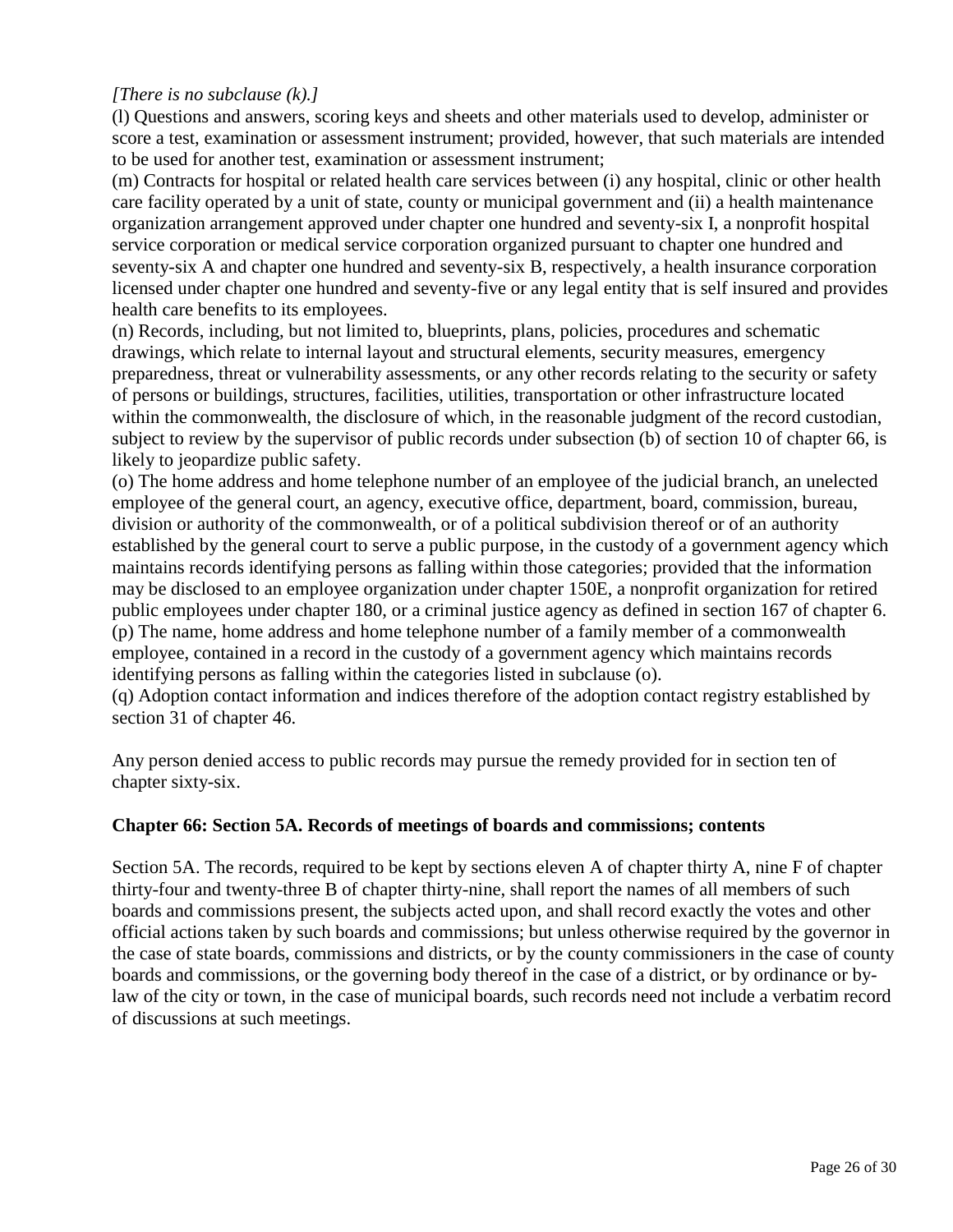*[There is no subclause (k).]*

(l) Questions and answers, scoring keys and sheets and other materials used to develop, administer or score a test, examination or assessment instrument; provided, however, that such materials are intended to be used for another test, examination or assessment instrument;

(m) Contracts for hospital or related health care services between (i) any hospital, clinic or other health care facility operated by a unit of state, county or municipal government and (ii) a health maintenance organization arrangement approved under chapter one hundred and seventy-six I, a nonprofit hospital service corporation or medical service corporation organized pursuant to chapter one hundred and seventy-six A and chapter one hundred and seventy-six B, respectively, a health insurance corporation licensed under chapter one hundred and seventy-five or any legal entity that is self insured and provides health care benefits to its employees.

(n) Records, including, but not limited to, blueprints, plans, policies, procedures and schematic drawings, which relate to internal layout and structural elements, security measures, emergency preparedness, threat or vulnerability assessments, or any other records relating to the security or safety of persons or buildings, structures, facilities, utilities, transportation or other infrastructure located within the commonwealth, the disclosure of which, in the reasonable judgment of the record custodian, subject to review by the supervisor of public records under subsection (b) of section 10 of chapter 66, is likely to jeopardize public safety.

(o) The home address and home telephone number of an employee of the judicial branch, an unelected employee of the general court, an agency, executive office, department, board, commission, bureau, division or authority of the commonwealth, or of a political subdivision thereof or of an authority established by the general court to serve a public purpose, in the custody of a government agency which maintains records identifying persons as falling within those categories; provided that the information may be disclosed to an employee organization under chapter 150E, a nonprofit organization for retired public employees under chapter 180, or a criminal justice agency as defined in section 167 of chapter 6.

(p) The name, home address and home telephone number of a family member of a commonwealth employee, contained in a record in the custody of a government agency which maintains records identifying persons as falling within the categories listed in subclause (o).

(q) Adoption contact information and indices therefore of the adoption contact registry established by section 31 of chapter 46.

Any person denied access to public records may pursue the remedy provided for in section ten of chapter sixty-six.

**Chapter 66: Section 5A. Records of meetings of boards and commissions; contents**

Section 5A. The records, required to be kept by sections eleven A of chapter thirty A, nine F of chapter thirty-four and twenty-three B of chapter thirty-nine, shall report the names of all members of such boards and commissions present, the subjects acted upon, and shall record exactly the votes and other official actions taken by such boards and commissions; but unless otherwise required by the governor in the case of state boards, commissions and districts, or by the county commissioners in the case of county boards and commissions, or the governing body thereof in the case of a district, or by ordinance or by-law of the city or town, in the case of municipal boards, such records need not include a verbatim record of discussions at such meetings.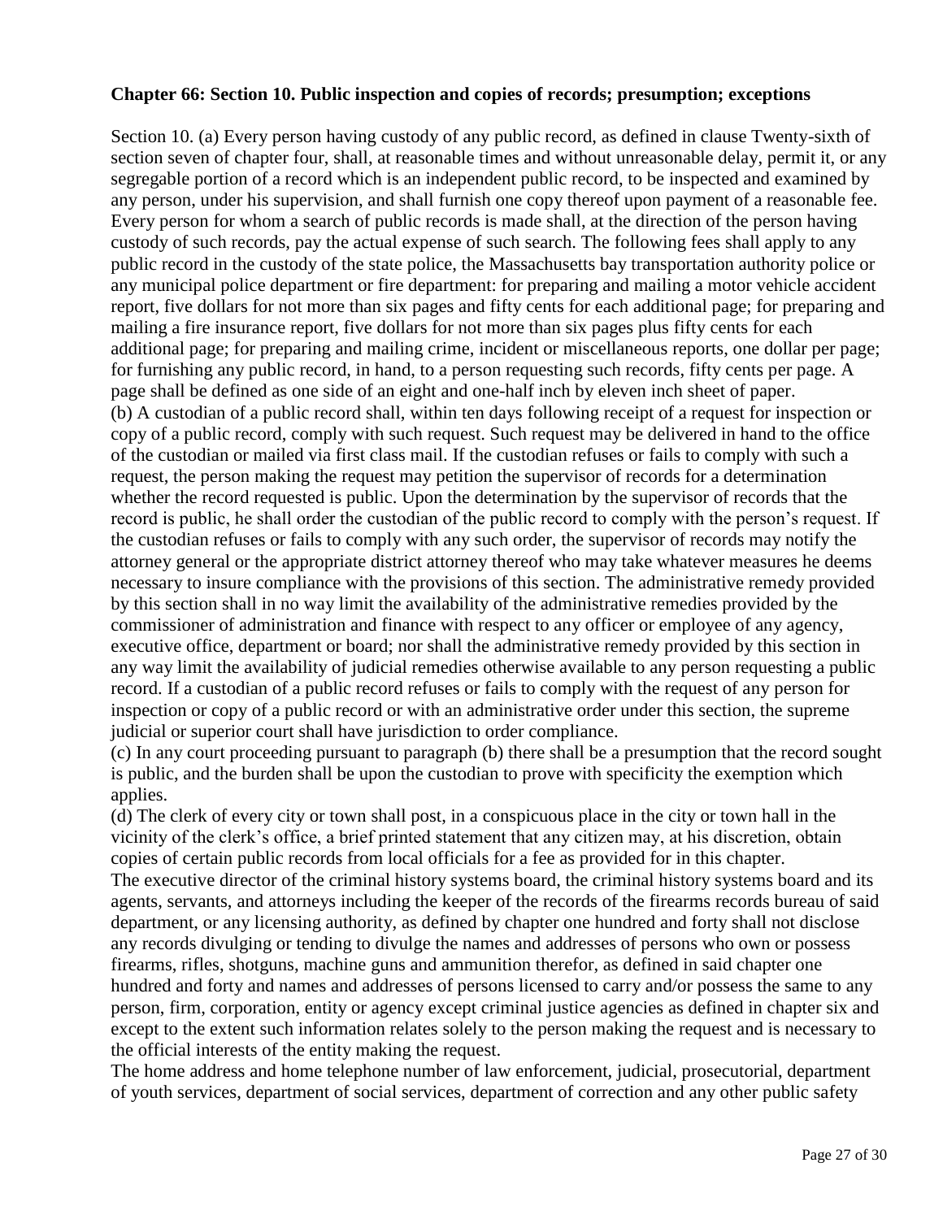**Chapter 66: Section 10. Public inspection and copies of records; presumption; exceptions**

Section 10. (a) Every person having custody of any public record, as defined in clause Twenty-sixth of section seven of chapter four, shall, at reasonable times and without unreasonable delay, permit it, or any segregable portion of a record which is an independent public record, to be inspected and examined by any person, under his supervision, and shall furnish one copy thereof upon payment of a reasonable fee. Every person for whom a search of public records is made shall, at the direction of the person having custody of such records, pay the actual expense of such search. The following fees shall apply to any public record in the custody of the state police, the Massachusetts bay transportation authority police or any municipal police department or fire department: for preparing and mailing a motor vehicle accident report, five dollars for not more than six pages and fifty cents for each additional page; for preparing and mailing a fire insurance report, five dollars for not more than six pages plus fifty cents for each additional page; for preparing and mailing crime, incident or miscellaneous reports, one dollar per page; for furnishing any public record, in hand, to a person requesting such records, fifty cents per page. A page shall be defined as one side of an eight and one-half inch by eleven inch sheet of paper.

(b) A custodian of a public record shall, within ten days following receipt of a request for inspection or copy of a public record, comply with such request. Such request may be delivered in hand to the office of the custodian or mailed via first class mail. If the custodian refuses or fails to comply with such a request, the person making the request may petition the supervisor of records for a determination whether the record requested is public. Upon the determination by the supervisor of records that the record is public, he shall order the custodian of the public record to comply with the person's request. If the custodian refuses or fails to comply with any such order, the supervisor of records may notify the attorney general or the appropriate district attorney thereof who may take whatever measures he deems necessary to insure compliance with the provisions of this section. The administrative remedy provided by this section shall in no way limit the availability of the administrative remedies provided by the commissioner of administration and finance with respect to any officer or employee of any agency, executive office, department or board; nor shall the administrative remedy provided by this section in any way limit the availability of judicial remedies otherwise available to any person requesting a public record. If a custodian of a public record refuses or fails to comply with the request of any person for inspection or copy of a public record or with an administrative order under this section, the supreme judicial or superior court shall have jurisdiction to order compliance.

(c) In any court proceeding pursuant to paragraph (b) there shall be a presumption that the record sought is public, and the burden shall be upon the custodian to prove with specificity the exemption which applies.

(d) The clerk of every city or town shall post, in a conspicuous place in the city or town hall in the vicinity of the clerk's office, a brief printed statement that any citizen may, at his discretion, obtain copies of certain public records from local officials for a fee as provided for in this chapter.

The executive director of the criminal history systems board, the criminal history systems board and its agents, servants, and attorneys including the keeper of the records of the firearms records bureau of said department, or any licensing authority, as defined by chapter one hundred and forty shall not disclose any records divulging or tending to divulge the names and addresses of persons who own or possess firearms, rifles, shotguns, machine guns and ammunition therefor, as defined in said chapter one hundred and forty and names and addresses of persons licensed to carry and/or possess the same to any person, firm, corporation, entity or agency except criminal justice agencies as defined in chapter six and except to the extent such information relates solely to the person making the request and is necessary to the official interests of the entity making the request.

The home address and home telephone number of law enforcement, judicial, prosecutorial, department of youth services, department of social services, department of correction and any other public safety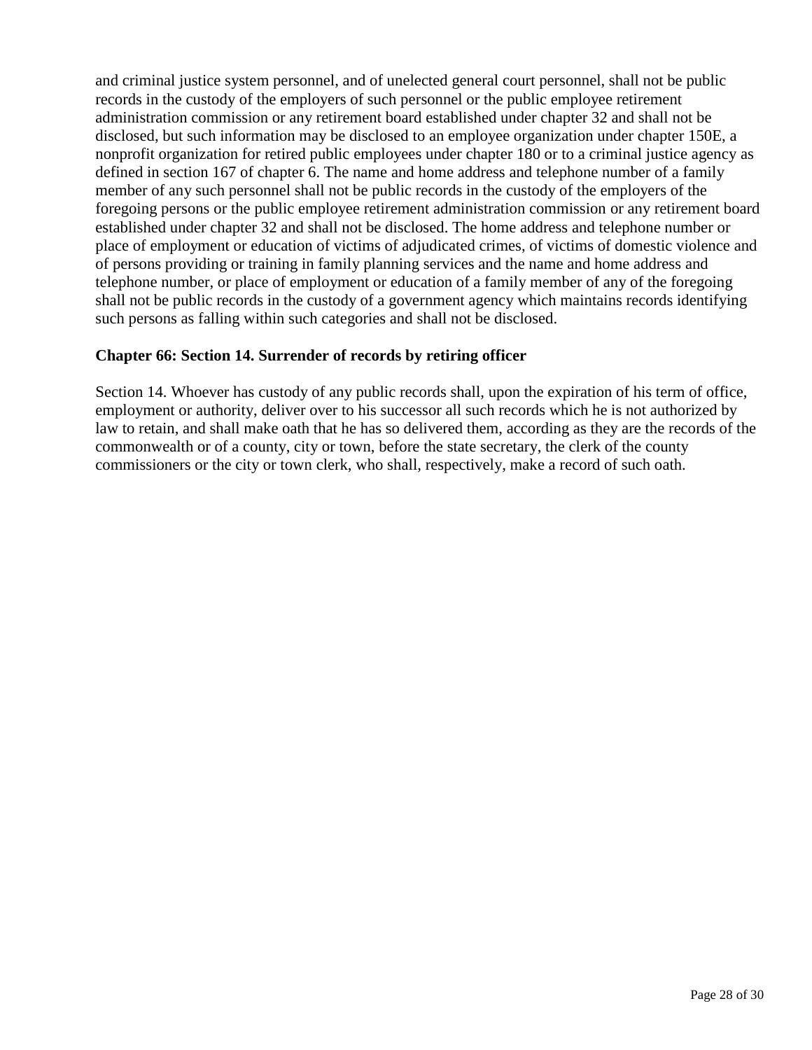and criminal justice system personnel, and of unelected general court personnel, shall not be public records in the custody of the employers of such personnel or the public employee retirement administration commission or any retirement board established under chapter 32 and shall not be disclosed, but such information may be disclosed to an employee organization under chapter 150E, a nonprofit organization for retired public employees under chapter 180 or to a criminal justice agency as defined in section 167 of chapter 6. The name and home address and telephone number of a family member of any such personnel shall not be public records in the custody of the employers of the foregoing persons or the public employee retirement administration commission or any retirement board established under chapter 32 and shall not be disclosed. The home address and telephone number or place of employment or education of victims of adjudicated crimes, of victims of domestic violence and of persons providing or training in family planning services and the name and home address and telephone number, or place of employment or education of a family member of any of the foregoing shall not be public records in the custody of a government agency which maintains records identifying such persons as falling within such categories and shall not be disclosed.

### Chapter 66: Section 14. Surrender of records by retiring officer

Section 14. Whoever has custody of any public records shall, upon the expiration of his term of office, employment or authority, deliver over to his successor all such records which he is not authorized by law to retain, and shall make oath that he has so delivered them, according as they are the records of the commonwealth or of a county, city or town, before the state secretary, the clerk of the county commissioners or the city or town clerk, who shall, respectively, make a record of such oath.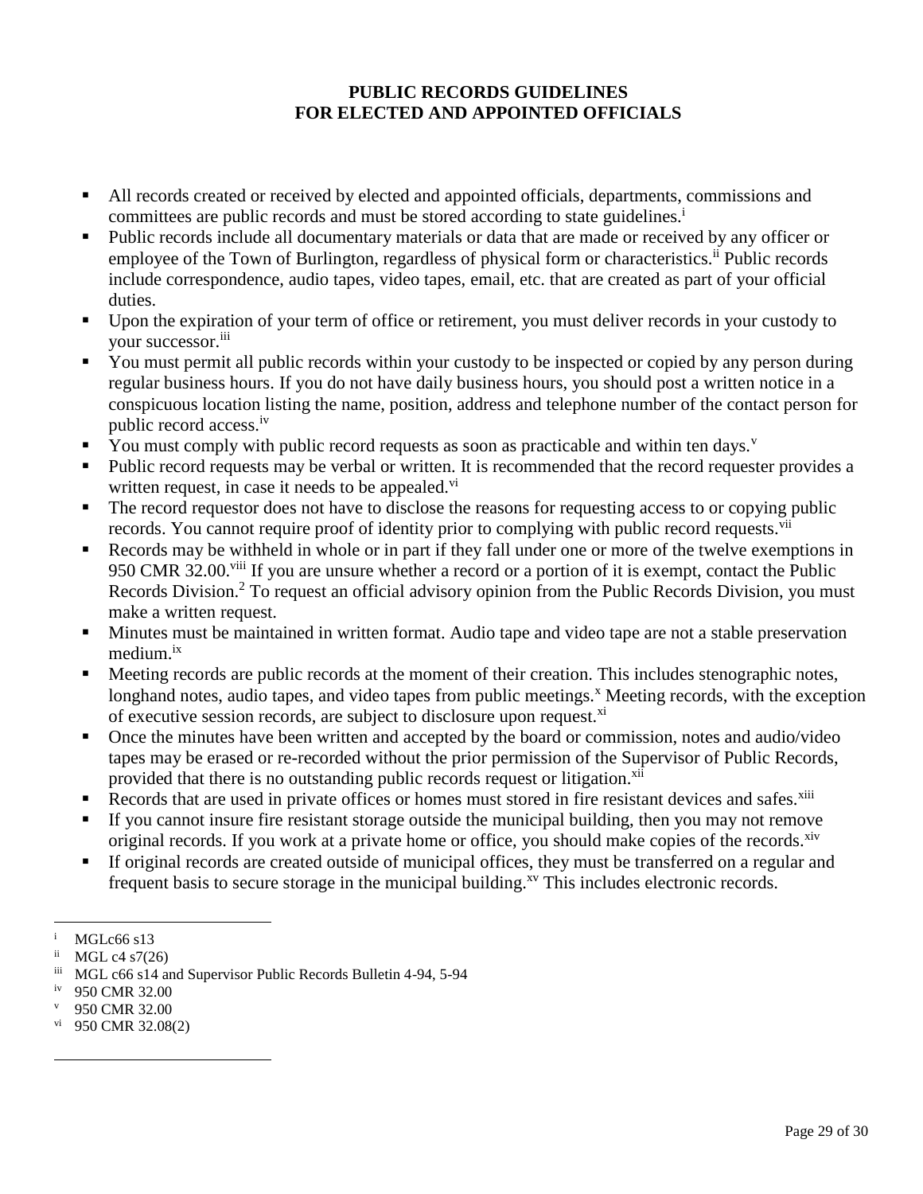# PUBLIC RECORDS GUIDELINES FOR ELECTED AND APPOINTED OFFICIALS

- All records created or received by elected and appointed officials, departments, commissions and committees are public records and must be stored according to state guidelines.[i]
- Public records include all documentary materials or data that are made or received by any officer or employee of the Town of Burlington, regardless of physical form or characteristics.[ii] Public records include correspondence, audio tapes, video tapes, email, etc. that are created as part of your official duties.
- Upon the expiration of your term of office or retirement, you must deliver records in your custody to your successor.[iii]
- You must permit all public records within your custody to be inspected or copied by any person during regular business hours. If you do not have daily business hours, you should post a written notice in a conspicuous location listing the name, position, address and telephone number of the contact person for public record access.[iv]
- You must comply with public record requests as soon as practicable and within ten days.[v]
- Public record requests may be verbal or written. It is recommended that the record requester provides a written request, in case it needs to be appealed.[vi]
- The record requestor does not have to disclose the reasons for requesting access to or copying public records. You cannot require proof of identity prior to complying with public record requests.[vii]
- Records may be withheld in whole or in part if they fall under one or more of the twelve exemptions in 950 CMR 32.00.[viii] If you are unsure whether a record or a portion of it is exempt, contact the Public Records Division.[2] To request an official advisory opinion from the Public Records Division, you must make a written request.
- Minutes must be maintained in written format. Audio tape and video tape are not a stable preservation medium.[ix]
- Meeting records are public records at the moment of their creation. This includes stenographic notes, longhand notes, audio tapes, and video tapes from public meetings.[x] Meeting records, with the exception of executive session records, are subject to disclosure upon request.[xi]
- Once the minutes have been written and accepted by the board or commission, notes and audio/video tapes may be erased or re-recorded without the prior permission of the Supervisor of Public Records, provided that there is no outstanding public records request or litigation.[xii]
- Records that are used in private offices or homes must stored in fire resistant devices and safes.[xiii]
- If you cannot insure fire resistant storage outside the municipal building, then you may not remove original records. If you work at a private home or office, you should make copies of the records.[xiv]
- If original records are created outside of municipal offices, they must be transferred on a regular and frequent basis to secure storage in the municipal building.[xv] This includes electronic records.

---

[i] MGLc66 s13
[ii] MGL c4 s7(26)
[iii] MGL c66 s14 and Supervisor Public Records Bulletin 4-94, 5-94
[iv] 950 CMR 32.00
[v] 950 CMR 32.00
[vi] 950 CMR 32.08(2)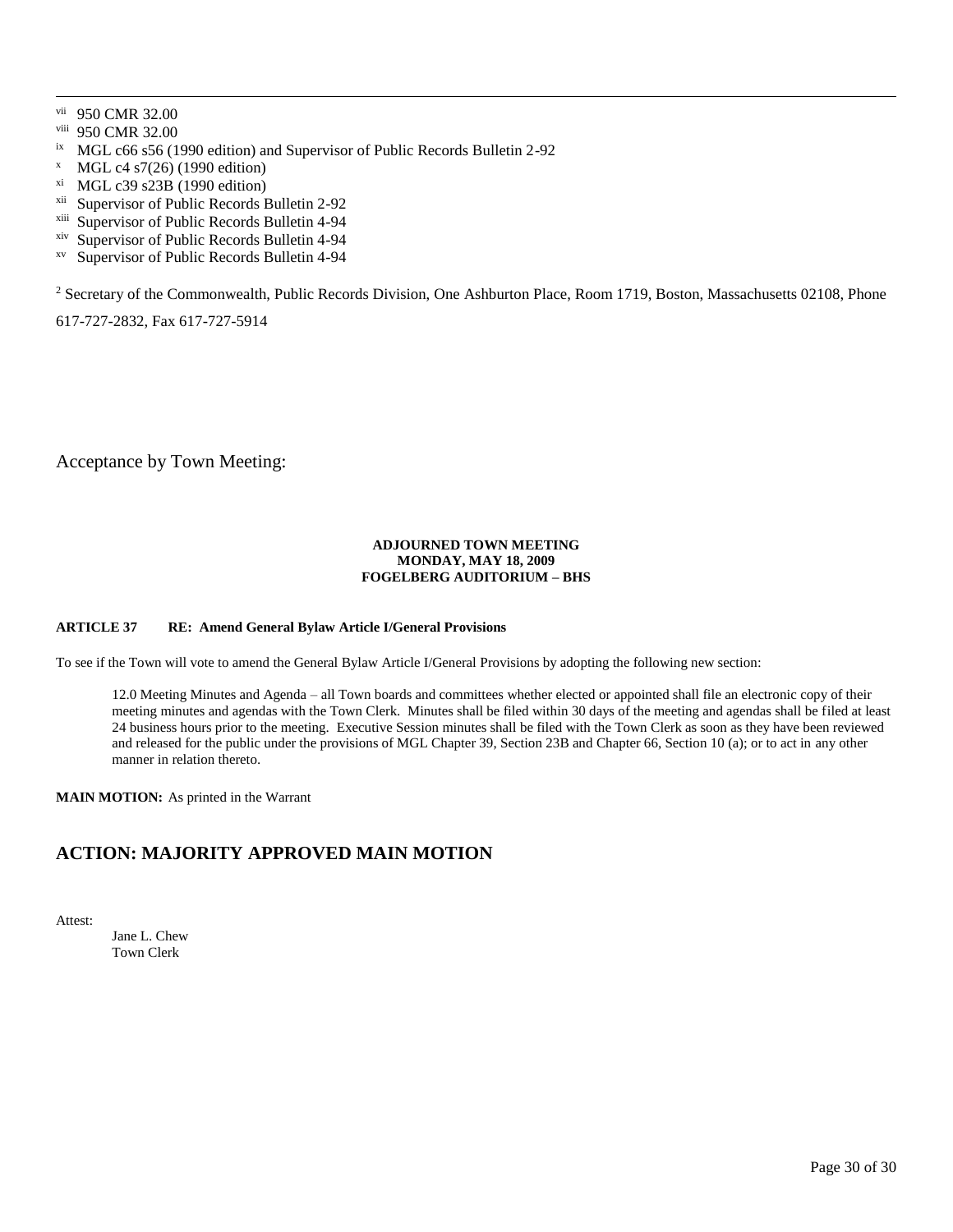[vii] 950 CMR 32.00

[viii] 950 CMR 32.00

[ix] MGL c66 s56 (1990 edition) and Supervisor of Public Records Bulletin 2-92

[x] MGL c4 s7(26) (1990 edition)

[xi] MGL c39 s23B (1990 edition)

[xii] Supervisor of Public Records Bulletin 2-92

[xiii] Supervisor of Public Records Bulletin 4-94

[xiv] Supervisor of Public Records Bulletin 4-94

[xv] Supervisor of Public Records Bulletin 4-94

[2] Secretary of the Commonwealth, Public Records Division, One Ashburton Place, Room 1719, Boston, Massachusetts 02108, Phone 617-727-2832, Fax 617-727-5914

Acceptance by Town Meeting:

**ADJOURNED TOWN MEETING**
**MONDAY, MAY 18, 2009**
**FOGELBERG AUDITORIUM – BHS**

**ARTICLE 37 RE: Amend General Bylaw Article I/General Provisions**

To see if the Town will vote to amend the General Bylaw Article I/General Provisions by adopting the following new section:

> 12.0 Meeting Minutes and Agenda – all Town boards and committees whether elected or appointed shall file an electronic copy of their meeting minutes and agendas with the Town Clerk. Minutes shall be filed within 30 days of the meeting and agendas shall be filed at least 24 business hours prior to the meeting. Executive Session minutes shall be filed with the Town Clerk as soon as they have been reviewed and released for the public under the provisions of MGL Chapter 39, Section 23B and Chapter 66, Section 10 (a); or to act in any other manner in relation thereto.

**MAIN MOTION:** As printed in the Warrant

## ACTION: MAJORITY APPROVED MAIN MOTION

Attest:

Jane L. Chew
Town Clerk